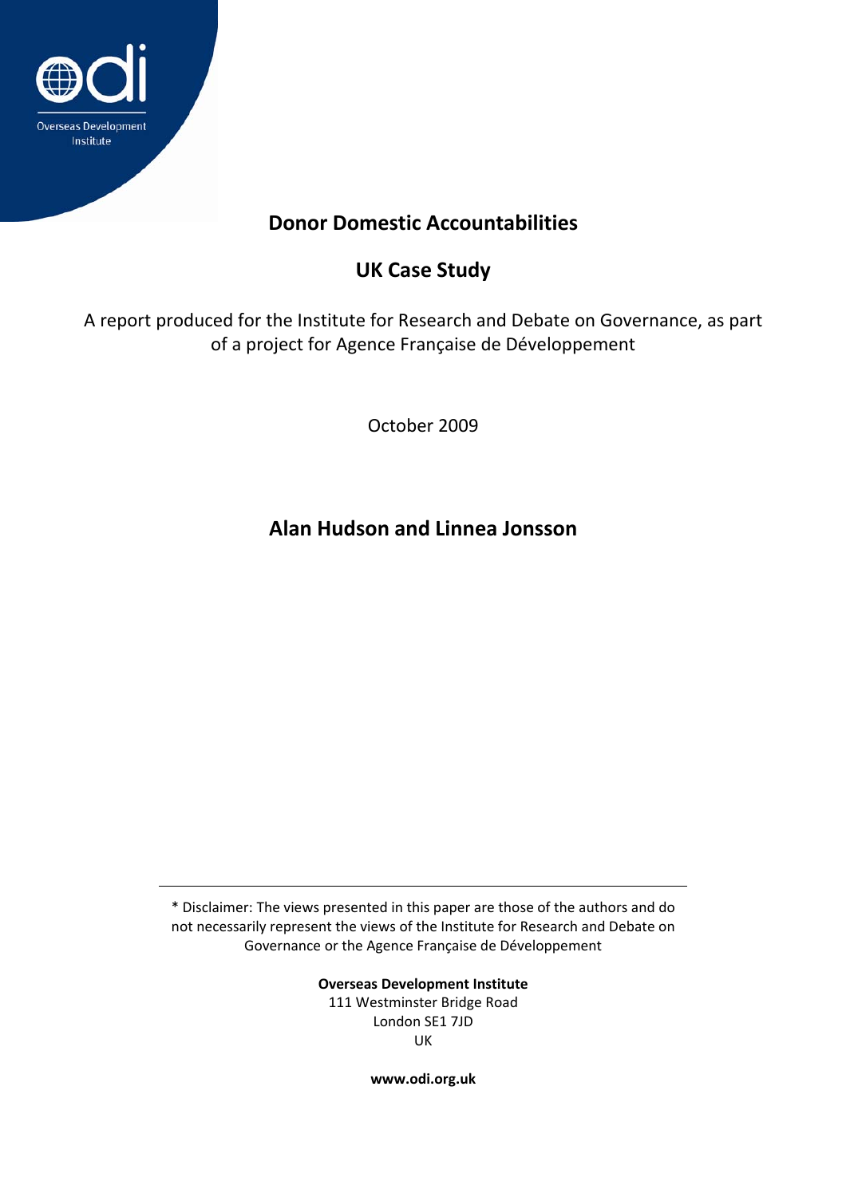Overseas Development Institute

# Donor Domestic Accountabilities

## UK Case Study

A report produced for the Institute for Research and Debate on Governance, as part of a project for Agence Française de Développement

October 2009

**Alan Hudson and Linnea Jonsson**

---

* Disclaimer: The views presented in this paper are those of the authors and do not necessarily represent the views of the Institute for Research and Debate on Governance or the Agence Française de Développement

**Overseas Development Institute**
111 Westminster Bridge Road
London SE1 7JD
UK

**www.odi.org.uk**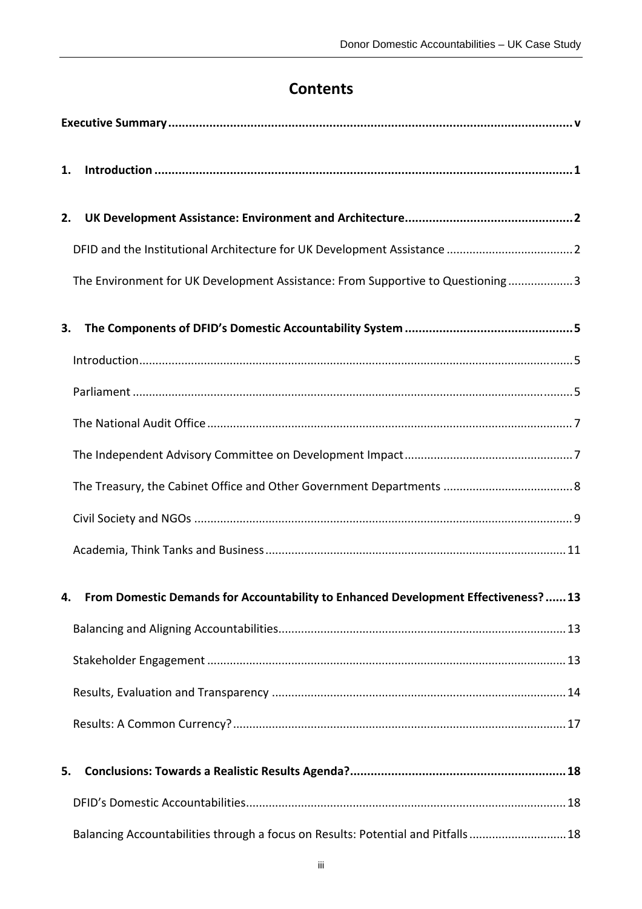# Contents

**Executive Summary** ........................................................................................................ v

**1. Introduction** ................................................................................................................ 1

**2. UK Development Assistance: Environment and Architecture** ..................................... 2

DFID and the Institutional Architecture for UK Development Assistance ............................ 2

The Environment for UK Development Assistance: From Supportive to Questioning ............ 3

**3. The Components of DFID's Domestic Accountability System** ..................................... 5

Introduction ........................................................................................................................ 5

Parliament .......................................................................................................................... 5

The National Audit Office ................................................................................................... 7

The Independent Advisory Committee on Development Impact ........................................ 7

The Treasury, the Cabinet Office and Other Government Departments ............................. 8

Civil Society and NGOs ........................................................................................................ 9

Academia, Think Tanks and Business ................................................................................ 11

**4. From Domestic Demands for Accountability to Enhanced Development Effectiveness?** ...... 13

Balancing and Aligning Accountabilities ............................................................................ 13

Stakeholder Engagement .................................................................................................. 13

Results, Evaluation and Transparency ............................................................................... 14

Results: A Common Currency? .......................................................................................... 17

**5. Conclusions: Towards a Realistic Results Agenda?** ................................................... 18

DFID's Domestic Accountabilities ....................................................................................... 18

Balancing Accountabilities through a focus on Results: Potential and Pitfalls .................... 18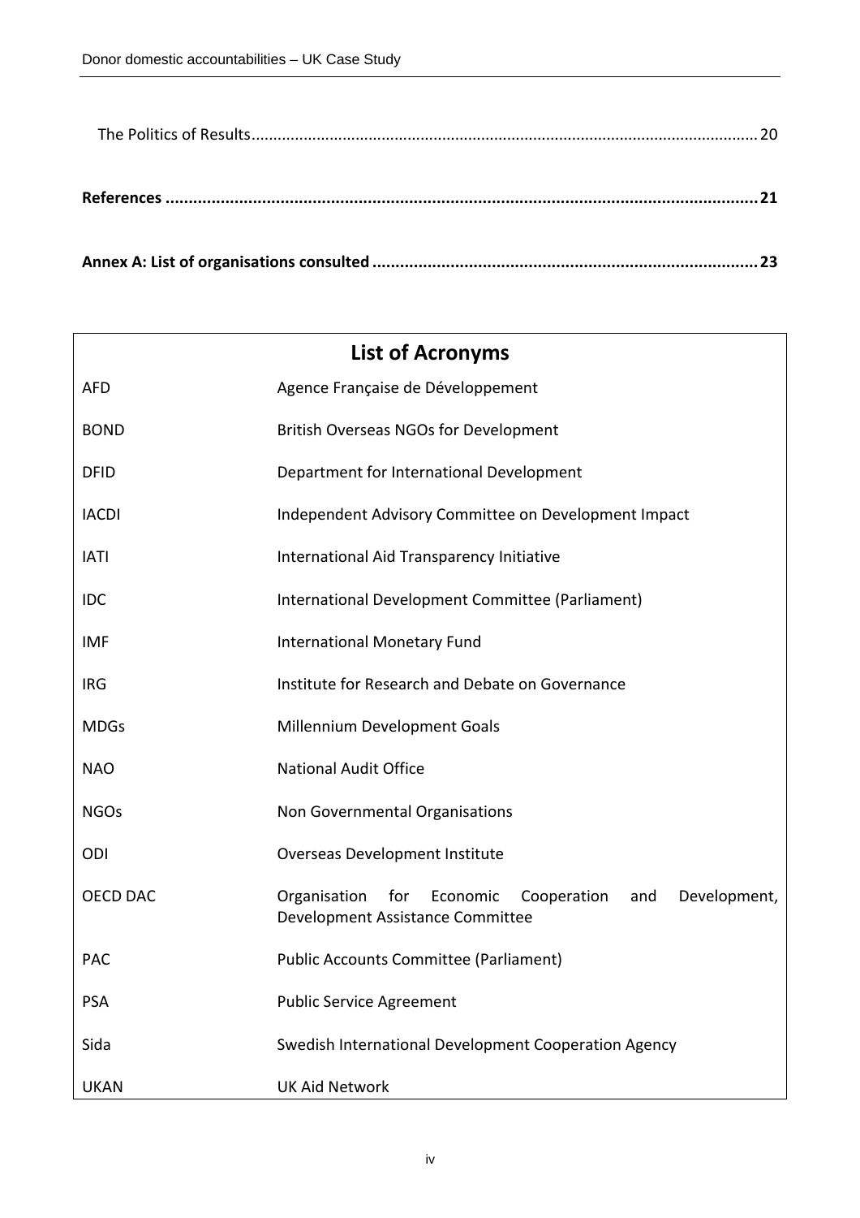The Politics of Results .......... 20

**References .......... 21**

**Annex A: List of organisations consulted .......... 23**

## List of Acronyms

| | |
|---|---|
| AFD | Agence Française de Développement |
| BOND | British Overseas NGOs for Development |
| DFID | Department for International Development |
| IACDI | Independent Advisory Committee on Development Impact |
| IATI | International Aid Transparency Initiative |
| IDC | International Development Committee (Parliament) |
| IMF | International Monetary Fund |
| IRG | Institute for Research and Debate on Governance |
| MDGs | Millennium Development Goals |
| NAO | National Audit Office |
| NGOs | Non Governmental Organisations |
| ODI | Overseas Development Institute |
| OECD DAC | Organisation for Economic Cooperation and Development, Development Assistance Committee |
| PAC | Public Accounts Committee (Parliament) |
| PSA | Public Service Agreement |
| Sida | Swedish International Development Cooperation Agency |
| UKAN | UK Aid Network |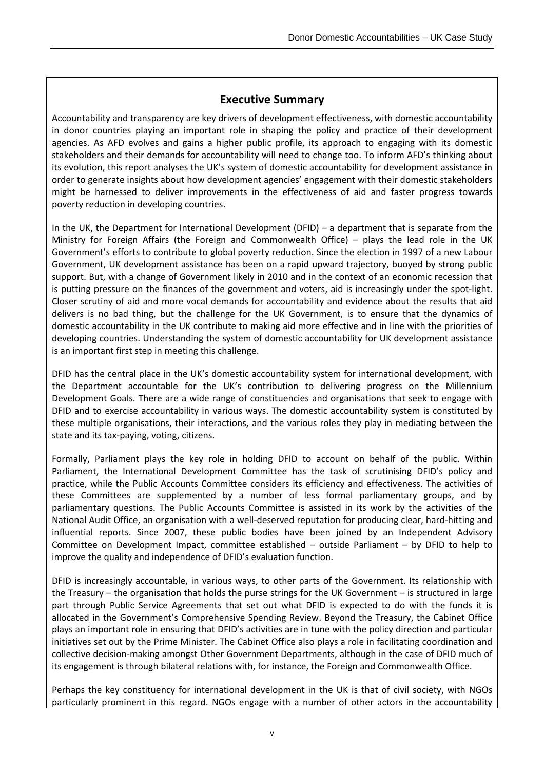## Executive Summary

Accountability and transparency are key drivers of development effectiveness, with domestic accountability in donor countries playing an important role in shaping the policy and practice of their development agencies. As AFD evolves and gains a higher public profile, its approach to engaging with its domestic stakeholders and their demands for accountability will need to change too. To inform AFD's thinking about its evolution, this report analyses the UK's system of domestic accountability for development assistance in order to generate insights about how development agencies' engagement with their domestic stakeholders might be harnessed to deliver improvements in the effectiveness of aid and faster progress towards poverty reduction in developing countries.

In the UK, the Department for International Development (DFID) – a department that is separate from the Ministry for Foreign Affairs (the Foreign and Commonwealth Office) – plays the lead role in the UK Government's efforts to contribute to global poverty reduction. Since the election in 1997 of a new Labour Government, UK development assistance has been on a rapid upward trajectory, buoyed by strong public support. But, with a change of Government likely in 2010 and in the context of an economic recession that is putting pressure on the finances of the government and voters, aid is increasingly under the spot-light. Closer scrutiny of aid and more vocal demands for accountability and evidence about the results that aid delivers is no bad thing, but the challenge for the UK Government, is to ensure that the dynamics of domestic accountability in the UK contribute to making aid more effective and in line with the priorities of developing countries. Understanding the system of domestic accountability for UK development assistance is an important first step in meeting this challenge.

DFID has the central place in the UK's domestic accountability system for international development, with the Department accountable for the UK's contribution to delivering progress on the Millennium Development Goals. There are a wide range of constituencies and organisations that seek to engage with DFID and to exercise accountability in various ways. The domestic accountability system is constituted by these multiple organisations, their interactions, and the various roles they play in mediating between the state and its tax-paying, voting, citizens.

Formally, Parliament plays the key role in holding DFID to account on behalf of the public. Within Parliament, the International Development Committee has the task of scrutinising DFID's policy and practice, while the Public Accounts Committee considers its efficiency and effectiveness. The activities of these Committees are supplemented by a number of less formal parliamentary groups, and by parliamentary questions. The Public Accounts Committee is assisted in its work by the activities of the National Audit Office, an organisation with a well-deserved reputation for producing clear, hard-hitting and influential reports. Since 2007, these public bodies have been joined by an Independent Advisory Committee on Development Impact, committee established – outside Parliament – by DFID to help to improve the quality and independence of DFID's evaluation function.

DFID is increasingly accountable, in various ways, to other parts of the Government. Its relationship with the Treasury – the organisation that holds the purse strings for the UK Government – is structured in large part through Public Service Agreements that set out what DFID is expected to do with the funds it is allocated in the Government's Comprehensive Spending Review. Beyond the Treasury, the Cabinet Office plays an important role in ensuring that DFID's activities are in tune with the policy direction and particular initiatives set out by the Prime Minister. The Cabinet Office also plays a role in facilitating coordination and collective decision-making amongst Other Government Departments, although in the case of DFID much of its engagement is through bilateral relations with, for instance, the Foreign and Commonwealth Office.

Perhaps the key constituency for international development in the UK is that of civil society, with NGOs particularly prominent in this regard. NGOs engage with a number of other actors in the accountability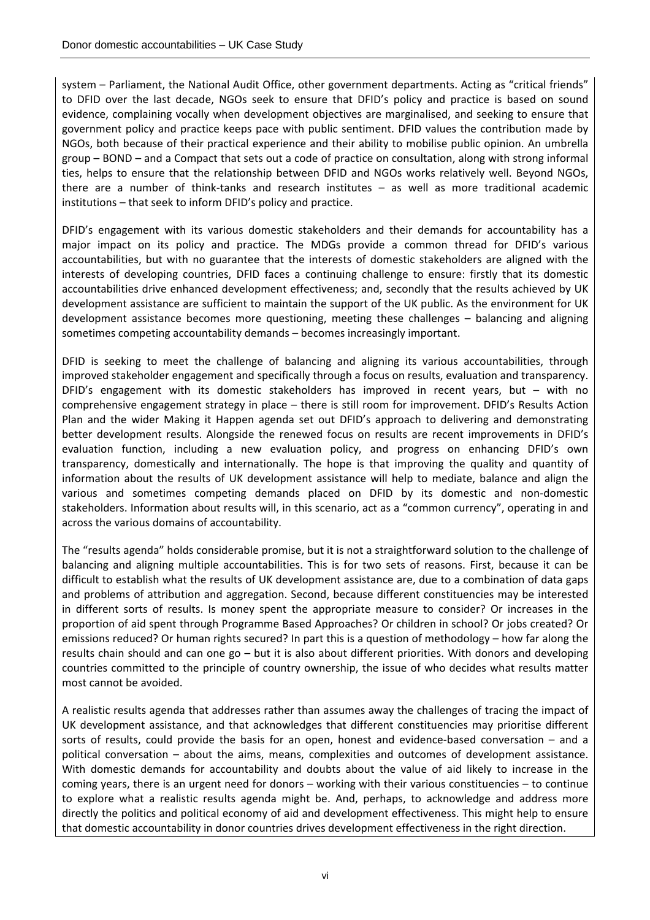system – Parliament, the National Audit Office, other government departments. Acting as "critical friends" to DFID over the last decade, NGOs seek to ensure that DFID's policy and practice is based on sound evidence, complaining vocally when development objectives are marginalised, and seeking to ensure that government policy and practice keeps pace with public sentiment. DFID values the contribution made by NGOs, both because of their practical experience and their ability to mobilise public opinion. An umbrella group – BOND – and a Compact that sets out a code of practice on consultation, along with strong informal ties, helps to ensure that the relationship between DFID and NGOs works relatively well. Beyond NGOs, there are a number of think-tanks and research institutes – as well as more traditional academic institutions – that seek to inform DFID's policy and practice.

DFID's engagement with its various domestic stakeholders and their demands for accountability has a major impact on its policy and practice. The MDGs provide a common thread for DFID's various accountabilities, but with no guarantee that the interests of domestic stakeholders are aligned with the interests of developing countries, DFID faces a continuing challenge to ensure: firstly that its domestic accountabilities drive enhanced development effectiveness; and, secondly that the results achieved by UK development assistance are sufficient to maintain the support of the UK public. As the environment for UK development assistance becomes more questioning, meeting these challenges – balancing and aligning sometimes competing accountability demands – becomes increasingly important.

DFID is seeking to meet the challenge of balancing and aligning its various accountabilities, through improved stakeholder engagement and specifically through a focus on results, evaluation and transparency. DFID's engagement with its domestic stakeholders has improved in recent years, but – with no comprehensive engagement strategy in place – there is still room for improvement. DFID's Results Action Plan and the wider Making it Happen agenda set out DFID's approach to delivering and demonstrating better development results. Alongside the renewed focus on results are recent improvements in DFID's evaluation function, including a new evaluation policy, and progress on enhancing DFID's own transparency, domestically and internationally. The hope is that improving the quality and quantity of information about the results of UK development assistance will help to mediate, balance and align the various and sometimes competing demands placed on DFID by its domestic and non-domestic stakeholders. Information about results will, in this scenario, act as a "common currency", operating in and across the various domains of accountability.

The "results agenda" holds considerable promise, but it is not a straightforward solution to the challenge of balancing and aligning multiple accountabilities. This is for two sets of reasons. First, because it can be difficult to establish what the results of UK development assistance are, due to a combination of data gaps and problems of attribution and aggregation. Second, because different constituencies may be interested in different sorts of results. Is money spent the appropriate measure to consider? Or increases in the proportion of aid spent through Programme Based Approaches? Or children in school? Or jobs created? Or emissions reduced? Or human rights secured? In part this is a question of methodology – how far along the results chain should and can one go – but it is also about different priorities. With donors and developing countries committed to the principle of country ownership, the issue of who decides what results matter most cannot be avoided.

A realistic results agenda that addresses rather than assumes away the challenges of tracing the impact of UK development assistance, and that acknowledges that different constituencies may prioritise different sorts of results, could provide the basis for an open, honest and evidence-based conversation – and a political conversation – about the aims, means, complexities and outcomes of development assistance. With domestic demands for accountability and doubts about the value of aid likely to increase in the coming years, there is an urgent need for donors – working with their various constituencies – to continue to explore what a realistic results agenda might be. And, perhaps, to acknowledge and address more directly the politics and political economy of aid and development effectiveness. This might help to ensure that domestic accountability in donor countries drives development effectiveness in the right direction.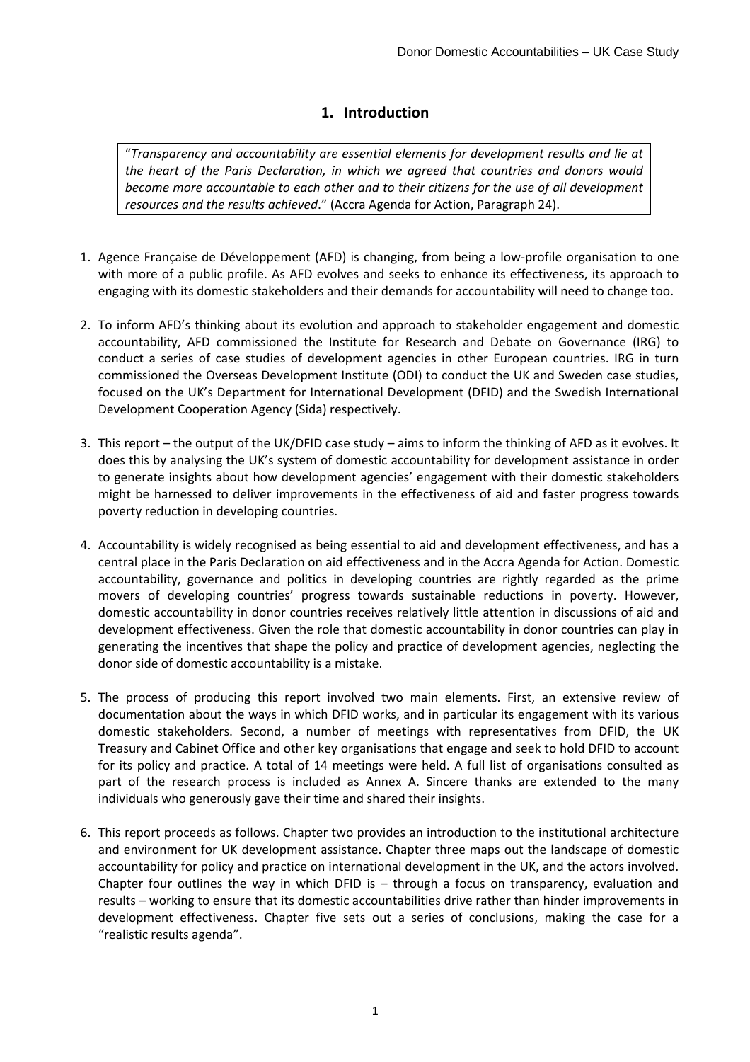# 1. Introduction

"*Transparency and accountability are essential elements for development results and lie at the heart of the Paris Declaration, in which we agreed that countries and donors would become more accountable to each other and to their citizens for the use of all development resources and the results achieved*." (Accra Agenda for Action, Paragraph 24).

1. Agence Française de Développement (AFD) is changing, from being a low-profile organisation to one with more of a public profile. As AFD evolves and seeks to enhance its effectiveness, its approach to engaging with its domestic stakeholders and their demands for accountability will need to change too.

2. To inform AFD's thinking about its evolution and approach to stakeholder engagement and domestic accountability, AFD commissioned the Institute for Research and Debate on Governance (IRG) to conduct a series of case studies of development agencies in other European countries. IRG in turn commissioned the Overseas Development Institute (ODI) to conduct the UK and Sweden case studies, focused on the UK's Department for International Development (DFID) and the Swedish International Development Cooperation Agency (Sida) respectively.

3. This report – the output of the UK/DFID case study – aims to inform the thinking of AFD as it evolves. It does this by analysing the UK's system of domestic accountability for development assistance in order to generate insights about how development agencies' engagement with their domestic stakeholders might be harnessed to deliver improvements in the effectiveness of aid and faster progress towards poverty reduction in developing countries.

4. Accountability is widely recognised as being essential to aid and development effectiveness, and has a central place in the Paris Declaration on aid effectiveness and in the Accra Agenda for Action. Domestic accountability, governance and politics in developing countries are rightly regarded as the prime movers of developing countries' progress towards sustainable reductions in poverty. However, domestic accountability in donor countries receives relatively little attention in discussions of aid and development effectiveness. Given the role that domestic accountability in donor countries can play in generating the incentives that shape the policy and practice of development agencies, neglecting the donor side of domestic accountability is a mistake.

5. The process of producing this report involved two main elements. First, an extensive review of documentation about the ways in which DFID works, and in particular its engagement with its various domestic stakeholders. Second, a number of meetings with representatives from DFID, the UK Treasury and Cabinet Office and other key organisations that engage and seek to hold DFID to account for its policy and practice. A total of 14 meetings were held. A full list of organisations consulted as part of the research process is included as Annex A. Sincere thanks are extended to the many individuals who generously gave their time and shared their insights.

6. This report proceeds as follows. Chapter two provides an introduction to the institutional architecture and environment for UK development assistance. Chapter three maps out the landscape of domestic accountability for policy and practice on international development in the UK, and the actors involved. Chapter four outlines the way in which DFID is – through a focus on transparency, evaluation and results – working to ensure that its domestic accountabilities drive rather than hinder improvements in development effectiveness. Chapter five sets out a series of conclusions, making the case for a "realistic results agenda".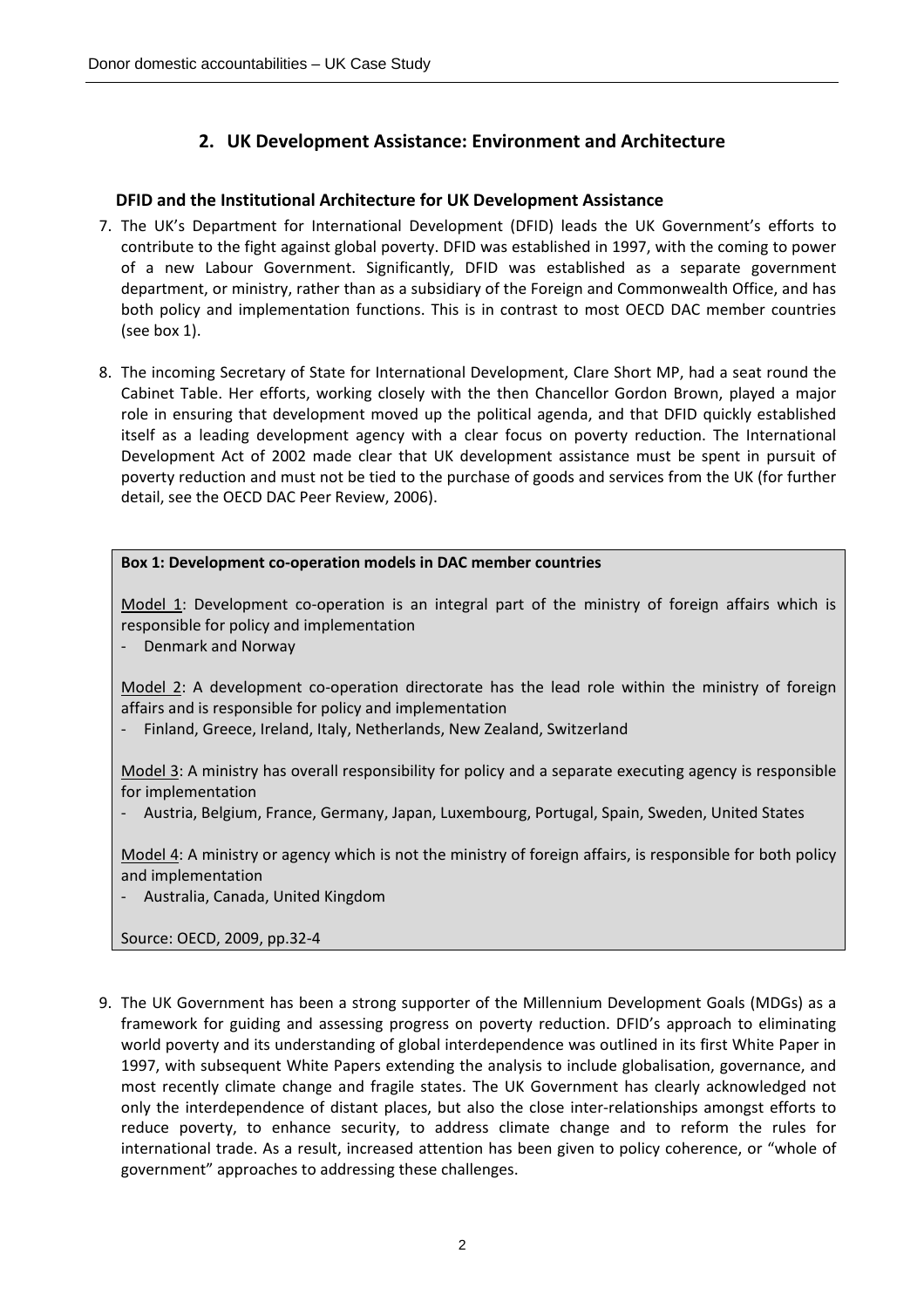## 2. UK Development Assistance: Environment and Architecture

### DFID and the Institutional Architecture for UK Development Assistance

7. The UK's Department for International Development (DFID) leads the UK Government's efforts to contribute to the fight against global poverty. DFID was established in 1997, with the coming to power of a new Labour Government. Significantly, DFID was established as a separate government department, or ministry, rather than as a subsidiary of the Foreign and Commonwealth Office, and has both policy and implementation functions. This is in contrast to most OECD DAC member countries (see box 1).

8. The incoming Secretary of State for International Development, Clare Short MP, had a seat round the Cabinet Table. Her efforts, working closely with the then Chancellor Gordon Brown, played a major role in ensuring that development moved up the political agenda, and that DFID quickly established itself as a leading development agency with a clear focus on poverty reduction. The International Development Act of 2002 made clear that UK development assistance must be spent in pursuit of poverty reduction and must not be tied to the purchase of goods and services from the UK (for further detail, see the OECD DAC Peer Review, 2006).

**Box 1: Development co-operation models in DAC member countries**

Model 1: Development co-operation is an integral part of the ministry of foreign affairs which is responsible for policy and implementation

- Denmark and Norway

Model 2: A development co-operation directorate has the lead role within the ministry of foreign affairs and is responsible for policy and implementation

- Finland, Greece, Ireland, Italy, Netherlands, New Zealand, Switzerland

Model 3: A ministry has overall responsibility for policy and a separate executing agency is responsible for implementation

- Austria, Belgium, France, Germany, Japan, Luxembourg, Portugal, Spain, Sweden, United States

Model 4: A ministry or agency which is not the ministry of foreign affairs, is responsible for both policy and implementation

- Australia, Canada, United Kingdom

Source: OECD, 2009, pp.32-4

9. The UK Government has been a strong supporter of the Millennium Development Goals (MDGs) as a framework for guiding and assessing progress on poverty reduction. DFID's approach to eliminating world poverty and its understanding of global interdependence was outlined in its first White Paper in 1997, with subsequent White Papers extending the analysis to include globalisation, governance, and most recently climate change and fragile states. The UK Government has clearly acknowledged not only the interdependence of distant places, but also the close inter-relationships amongst efforts to reduce poverty, to enhance security, to address climate change and to reform the rules for international trade. As a result, increased attention has been given to policy coherence, or "whole of government" approaches to addressing these challenges.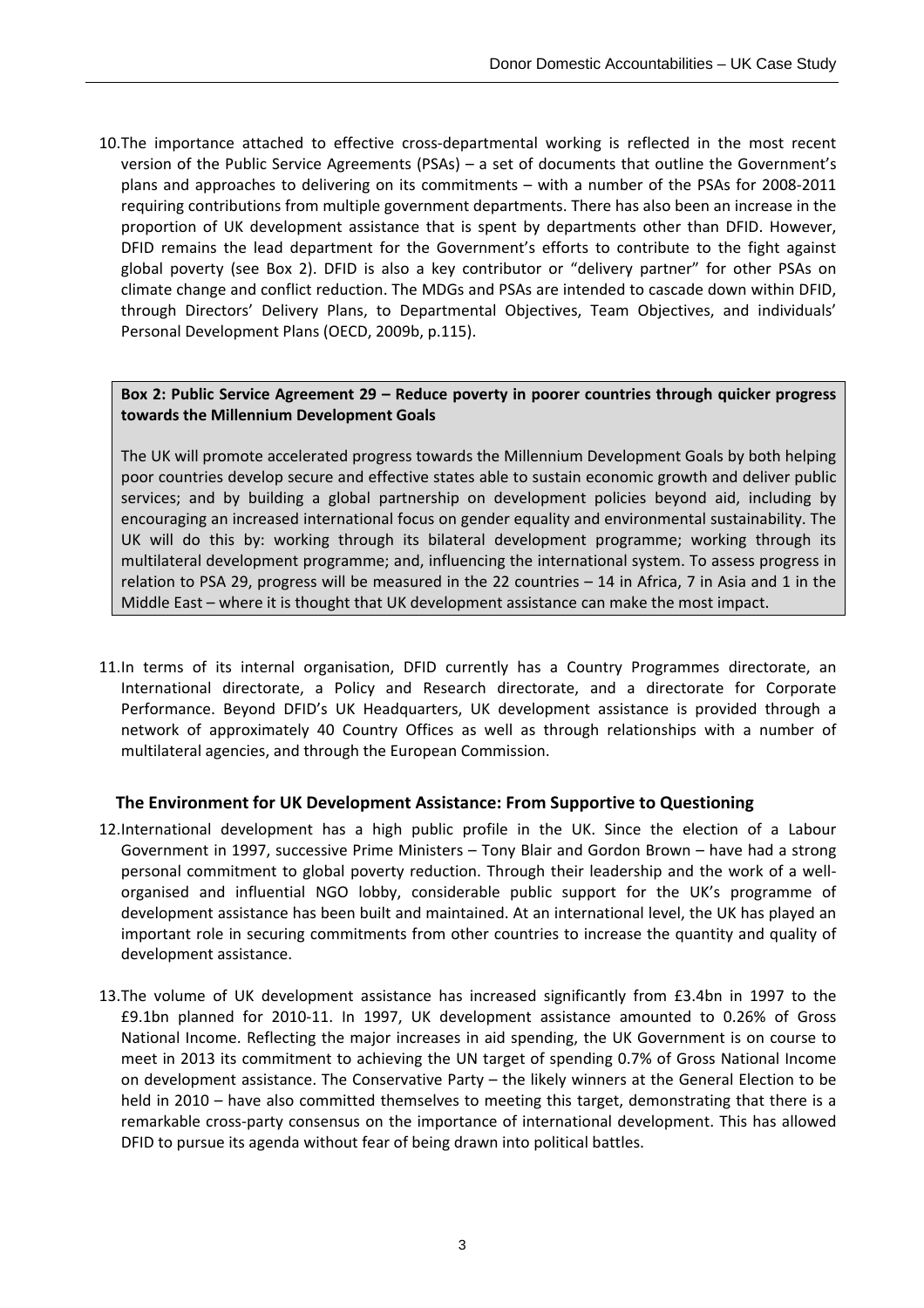10. The importance attached to effective cross-departmental working is reflected in the most recent version of the Public Service Agreements (PSAs) – a set of documents that outline the Government's plans and approaches to delivering on its commitments – with a number of the PSAs for 2008-2011 requiring contributions from multiple government departments. There has also been an increase in the proportion of UK development assistance that is spent by departments other than DFID. However, DFID remains the lead department for the Government's efforts to contribute to the fight against global poverty (see Box 2). DFID is also a key contributor or "delivery partner" for other PSAs on climate change and conflict reduction. The MDGs and PSAs are intended to cascade down within DFID, through Directors' Delivery Plans, to Departmental Objectives, Team Objectives, and individuals' Personal Development Plans (OECD, 2009b, p.115).

> **Box 2: Public Service Agreement 29 – Reduce poverty in poorer countries through quicker progress towards the Millennium Development Goals**
>
> The UK will promote accelerated progress towards the Millennium Development Goals by both helping poor countries develop secure and effective states able to sustain economic growth and deliver public services; and by building a global partnership on development policies beyond aid, including by encouraging an increased international focus on gender equality and environmental sustainability. The UK will do this by: working through its bilateral development programme; working through its multilateral development programme; and, influencing the international system. To assess progress in relation to PSA 29, progress will be measured in the 22 countries – 14 in Africa, 7 in Asia and 1 in the Middle East – where it is thought that UK development assistance can make the most impact.

11. In terms of its internal organisation, DFID currently has a Country Programmes directorate, an International directorate, a Policy and Research directorate, and a directorate for Corporate Performance. Beyond DFID's UK Headquarters, UK development assistance is provided through a network of approximately 40 Country Offices as well as through relationships with a number of multilateral agencies, and through the European Commission.

### The Environment for UK Development Assistance: From Supportive to Questioning

12. International development has a high public profile in the UK. Since the election of a Labour Government in 1997, successive Prime Ministers – Tony Blair and Gordon Brown – have had a strong personal commitment to global poverty reduction. Through their leadership and the work of a well-organised and influential NGO lobby, considerable public support for the UK's programme of development assistance has been built and maintained. At an international level, the UK has played an important role in securing commitments from other countries to increase the quantity and quality of development assistance.

13. The volume of UK development assistance has increased significantly from £3.4bn in 1997 to the £9.1bn planned for 2010-11. In 1997, UK development assistance amounted to 0.26% of Gross National Income. Reflecting the major increases in aid spending, the UK Government is on course to meet in 2013 its commitment to achieving the UN target of spending 0.7% of Gross National Income on development assistance. The Conservative Party – the likely winners at the General Election to be held in 2010 – have also committed themselves to meeting this target, demonstrating that there is a remarkable cross-party consensus on the importance of international development. This has allowed DFID to pursue its agenda without fear of being drawn into political battles.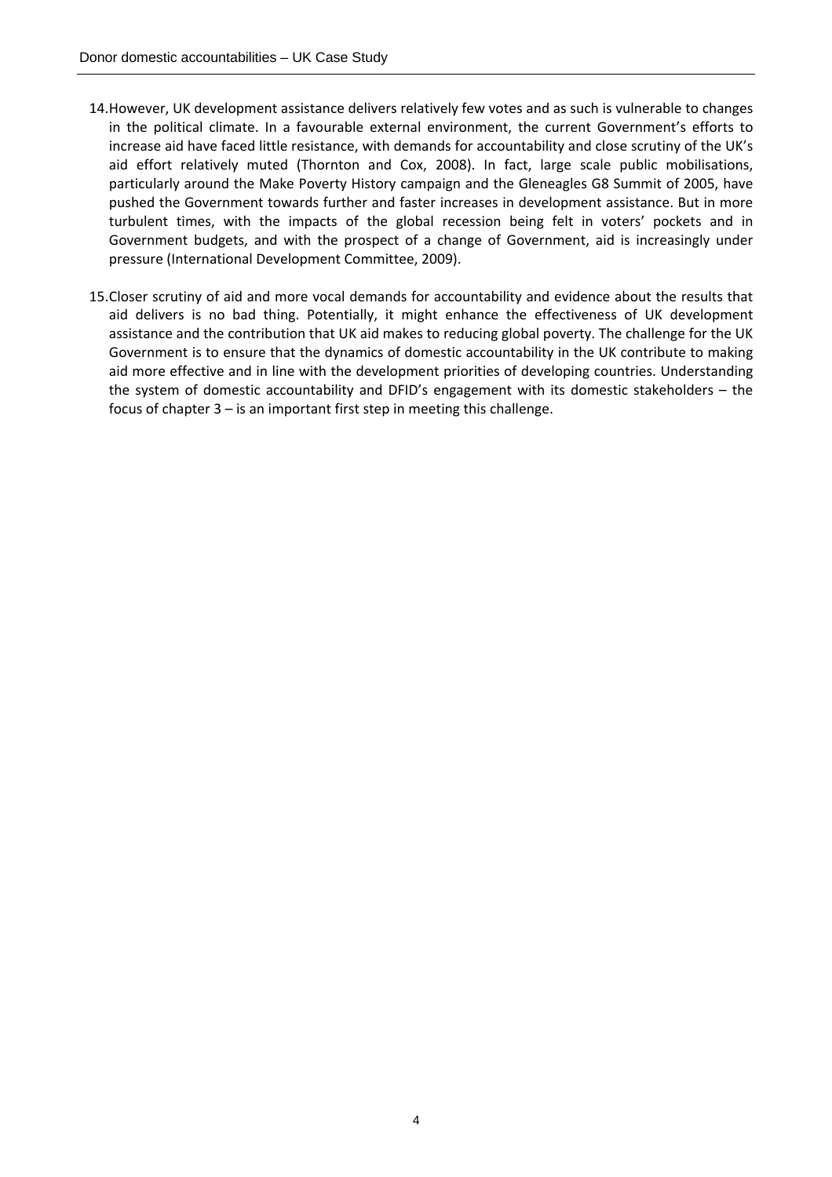14. However, UK development assistance delivers relatively few votes and as such is vulnerable to changes in the political climate. In a favourable external environment, the current Government's efforts to increase aid have faced little resistance, with demands for accountability and close scrutiny of the UK's aid effort relatively muted (Thornton and Cox, 2008). In fact, large scale public mobilisations, particularly around the Make Poverty History campaign and the Gleneagles G8 Summit of 2005, have pushed the Government towards further and faster increases in development assistance. But in more turbulent times, with the impacts of the global recession being felt in voters' pockets and in Government budgets, and with the prospect of a change of Government, aid is increasingly under pressure (International Development Committee, 2009).

15. Closer scrutiny of aid and more vocal demands for accountability and evidence about the results that aid delivers is no bad thing. Potentially, it might enhance the effectiveness of UK development assistance and the contribution that UK aid makes to reducing global poverty. The challenge for the UK Government is to ensure that the dynamics of domestic accountability in the UK contribute to making aid more effective and in line with the development priorities of developing countries. Understanding the system of domestic accountability and DFID's engagement with its domestic stakeholders – the focus of chapter 3 – is an important first step in meeting this challenge.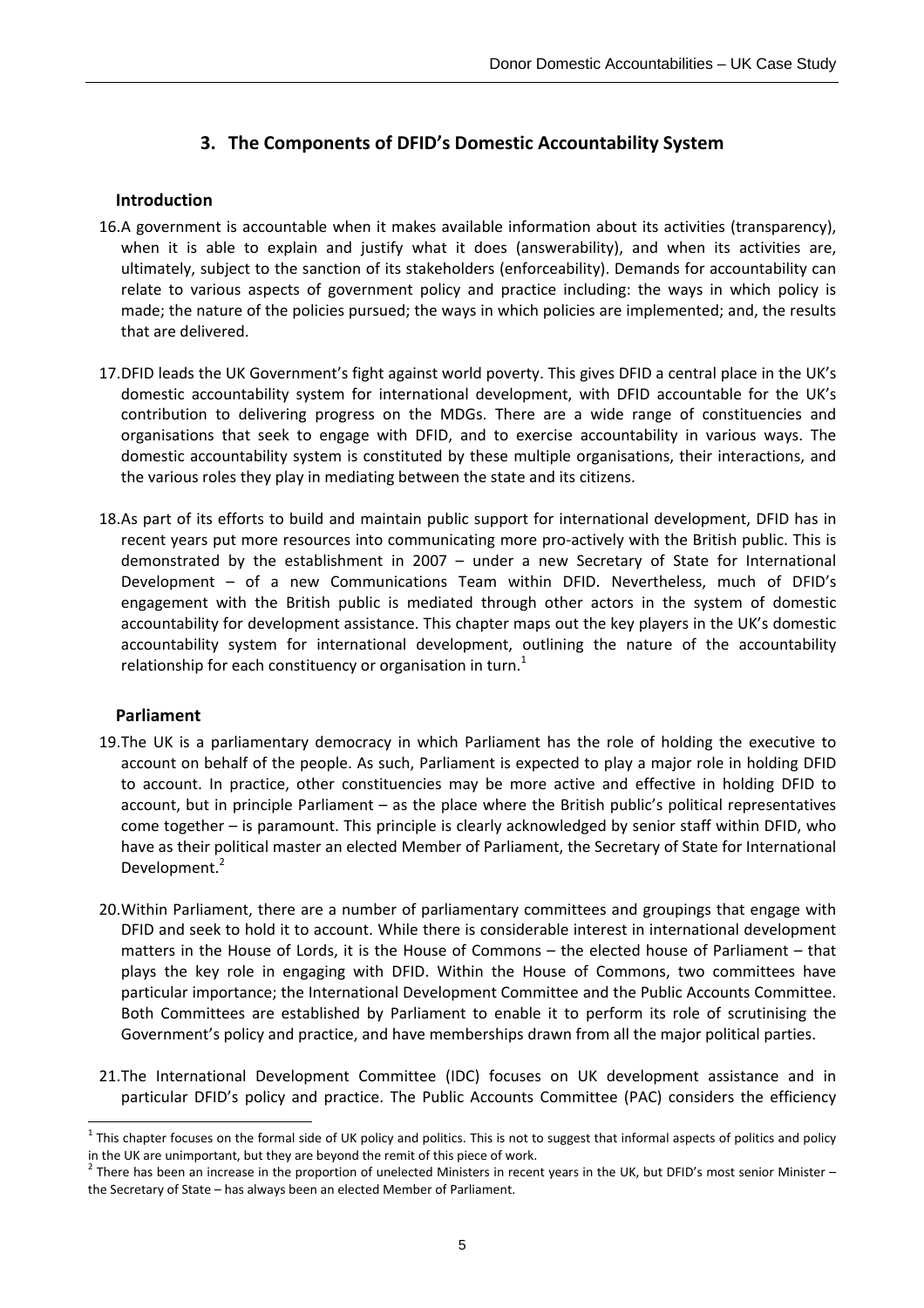## 3. The Components of DFID's Domestic Accountability System

### Introduction

16. A government is accountable when it makes available information about its activities (transparency), when it is able to explain and justify what it does (answerability), and when its activities are, ultimately, subject to the sanction of its stakeholders (enforceability). Demands for accountability can relate to various aspects of government policy and practice including: the ways in which policy is made; the nature of the policies pursued; the ways in which policies are implemented; and, the results that are delivered.

17. DFID leads the UK Government's fight against world poverty. This gives DFID a central place in the UK's domestic accountability system for international development, with DFID accountable for the UK's contribution to delivering progress on the MDGs. There are a wide range of constituencies and organisations that seek to engage with DFID, and to exercise accountability in various ways. The domestic accountability system is constituted by these multiple organisations, their interactions, and the various roles they play in mediating between the state and its citizens.

18. As part of its efforts to build and maintain public support for international development, DFID has in recent years put more resources into communicating more pro-actively with the British public. This is demonstrated by the establishment in 2007 – under a new Secretary of State for International Development – of a new Communications Team within DFID. Nevertheless, much of DFID's engagement with the British public is mediated through other actors in the system of domestic accountability for development assistance. This chapter maps out the key players in the UK's domestic accountability system for international development, outlining the nature of the accountability relationship for each constituency or organisation in turn.[1]

### Parliament

19. The UK is a parliamentary democracy in which Parliament has the role of holding the executive to account on behalf of the people. As such, Parliament is expected to play a major role in holding DFID to account. In practice, other constituencies may be more active and effective in holding DFID to account, but in principle Parliament – as the place where the British public's political representatives come together – is paramount. This principle is clearly acknowledged by senior staff within DFID, who have as their political master an elected Member of Parliament, the Secretary of State for International Development.[2]

20. Within Parliament, there are a number of parliamentary committees and groupings that engage with DFID and seek to hold it to account. While there is considerable interest in international development matters in the House of Lords, it is the House of Commons – the elected house of Parliament – that plays the key role in engaging with DFID. Within the House of Commons, two committees have particular importance; the International Development Committee and the Public Accounts Committee. Both Committees are established by Parliament to enable it to perform its role of scrutinising the Government's policy and practice, and have memberships drawn from all the major political parties.

21. The International Development Committee (IDC) focuses on UK development assistance and in particular DFID's policy and practice. The Public Accounts Committee (PAC) considers the efficiency

---

[1] This chapter focuses on the formal side of UK policy and politics. This is not to suggest that informal aspects of politics and policy in the UK are unimportant, but they are beyond the remit of this piece of work.

[2] There has been an increase in the proportion of unelected Ministers in recent years in the UK, but DFID's most senior Minister – the Secretary of State – has always been an elected Member of Parliament.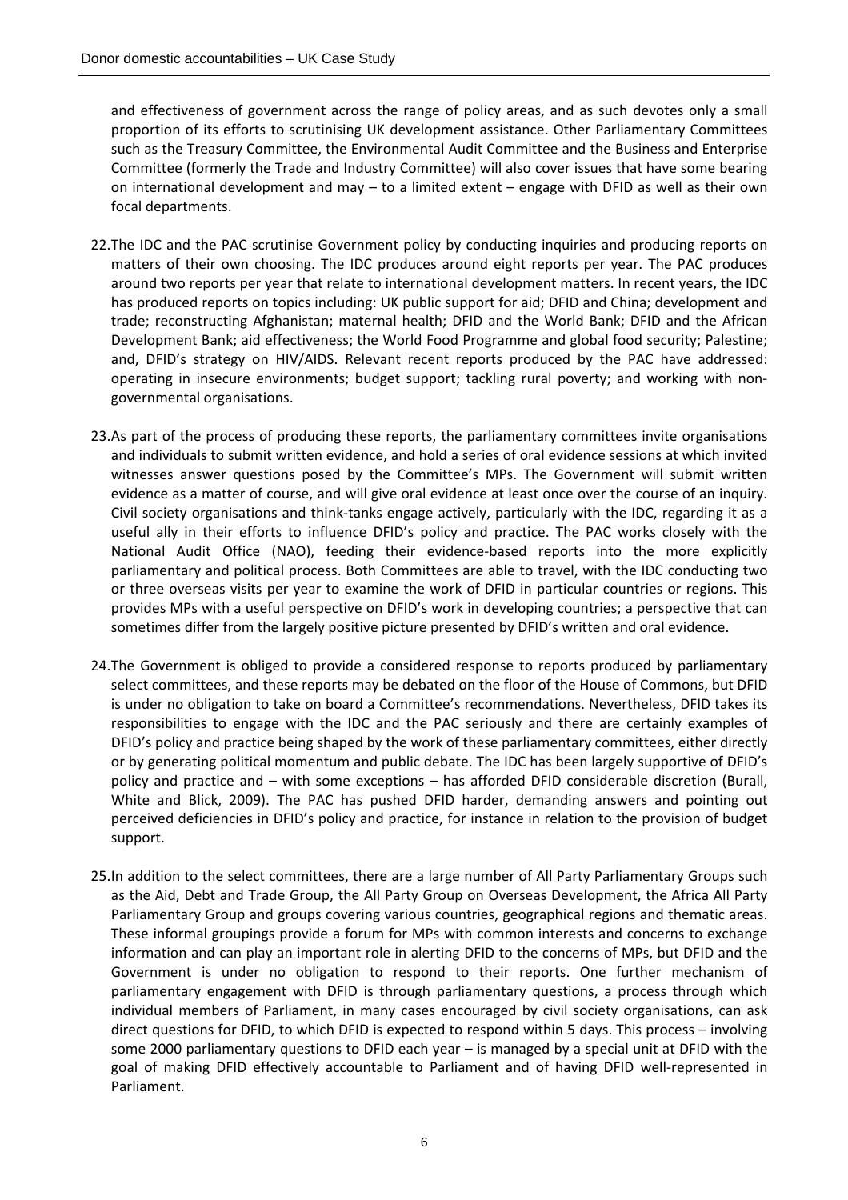and effectiveness of government across the range of policy areas, and as such devotes only a small proportion of its efforts to scrutinising UK development assistance. Other Parliamentary Committees such as the Treasury Committee, the Environmental Audit Committee and the Business and Enterprise Committee (formerly the Trade and Industry Committee) will also cover issues that have some bearing on international development and may – to a limited extent – engage with DFID as well as their own focal departments.

22. The IDC and the PAC scrutinise Government policy by conducting inquiries and producing reports on matters of their own choosing. The IDC produces around eight reports per year. The PAC produces around two reports per year that relate to international development matters. In recent years, the IDC has produced reports on topics including: UK public support for aid; DFID and China; development and trade; reconstructing Afghanistan; maternal health; DFID and the World Bank; DFID and the African Development Bank; aid effectiveness; the World Food Programme and global food security; Palestine; and, DFID's strategy on HIV/AIDS. Relevant recent reports produced by the PAC have addressed: operating in insecure environments; budget support; tackling rural poverty; and working with non-governmental organisations.

23. As part of the process of producing these reports, the parliamentary committees invite organisations and individuals to submit written evidence, and hold a series of oral evidence sessions at which invited witnesses answer questions posed by the Committee's MPs. The Government will submit written evidence as a matter of course, and will give oral evidence at least once over the course of an inquiry. Civil society organisations and think-tanks engage actively, particularly with the IDC, regarding it as a useful ally in their efforts to influence DFID's policy and practice. The PAC works closely with the National Audit Office (NAO), feeding their evidence-based reports into the more explicitly parliamentary and political process. Both Committees are able to travel, with the IDC conducting two or three overseas visits per year to examine the work of DFID in particular countries or regions. This provides MPs with a useful perspective on DFID's work in developing countries; a perspective that can sometimes differ from the largely positive picture presented by DFID's written and oral evidence.

24. The Government is obliged to provide a considered response to reports produced by parliamentary select committees, and these reports may be debated on the floor of the House of Commons, but DFID is under no obligation to take on board a Committee's recommendations. Nevertheless, DFID takes its responsibilities to engage with the IDC and the PAC seriously and there are certainly examples of DFID's policy and practice being shaped by the work of these parliamentary committees, either directly or by generating political momentum and public debate. The IDC has been largely supportive of DFID's policy and practice and – with some exceptions – has afforded DFID considerable discretion (Burall, White and Blick, 2009). The PAC has pushed DFID harder, demanding answers and pointing out perceived deficiencies in DFID's policy and practice, for instance in relation to the provision of budget support.

25. In addition to the select committees, there are a large number of All Party Parliamentary Groups such as the Aid, Debt and Trade Group, the All Party Group on Overseas Development, the Africa All Party Parliamentary Group and groups covering various countries, geographical regions and thematic areas. These informal groupings provide a forum for MPs with common interests and concerns to exchange information and can play an important role in alerting DFID to the concerns of MPs, but DFID and the Government is under no obligation to respond to their reports. One further mechanism of parliamentary engagement with DFID is through parliamentary questions, a process through which individual members of Parliament, in many cases encouraged by civil society organisations, can ask direct questions for DFID, to which DFID is expected to respond within 5 days. This process – involving some 2000 parliamentary questions to DFID each year – is managed by a special unit at DFID with the goal of making DFID effectively accountable to Parliament and of having DFID well-represented in Parliament.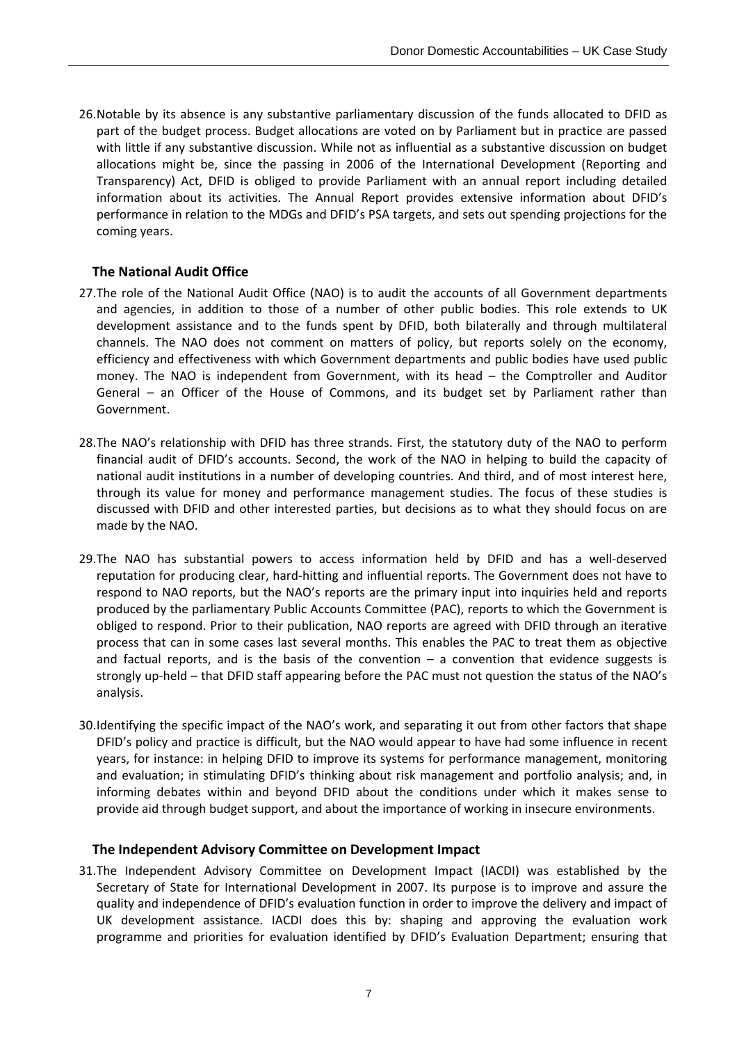26.Notable by its absence is any substantive parliamentary discussion of the funds allocated to DFID as part of the budget process. Budget allocations are voted on by Parliament but in practice are passed with little if any substantive discussion. While not as influential as a substantive discussion on budget allocations might be, since the passing in 2006 of the International Development (Reporting and Transparency) Act, DFID is obliged to provide Parliament with an annual report including detailed information about its activities. The Annual Report provides extensive information about DFID's performance in relation to the MDGs and DFID's PSA targets, and sets out spending projections for the coming years.

### The National Audit Office

27.The role of the National Audit Office (NAO) is to audit the accounts of all Government departments and agencies, in addition to those of a number of other public bodies. This role extends to UK development assistance and to the funds spent by DFID, both bilaterally and through multilateral channels. The NAO does not comment on matters of policy, but reports solely on the economy, efficiency and effectiveness with which Government departments and public bodies have used public money. The NAO is independent from Government, with its head – the Comptroller and Auditor General – an Officer of the House of Commons, and its budget set by Parliament rather than Government.

28.The NAO's relationship with DFID has three strands. First, the statutory duty of the NAO to perform financial audit of DFID's accounts. Second, the work of the NAO in helping to build the capacity of national audit institutions in a number of developing countries. And third, and of most interest here, through its value for money and performance management studies. The focus of these studies is discussed with DFID and other interested parties, but decisions as to what they should focus on are made by the NAO.

29.The NAO has substantial powers to access information held by DFID and has a well-deserved reputation for producing clear, hard-hitting and influential reports. The Government does not have to respond to NAO reports, but the NAO's reports are the primary input into inquiries held and reports produced by the parliamentary Public Accounts Committee (PAC), reports to which the Government is obliged to respond. Prior to their publication, NAO reports are agreed with DFID through an iterative process that can in some cases last several months. This enables the PAC to treat them as objective and factual reports, and is the basis of the convention – a convention that evidence suggests is strongly up-held – that DFID staff appearing before the PAC must not question the status of the NAO's analysis.

30.Identifying the specific impact of the NAO's work, and separating it out from other factors that shape DFID's policy and practice is difficult, but the NAO would appear to have had some influence in recent years, for instance: in helping DFID to improve its systems for performance management, monitoring and evaluation; in stimulating DFID's thinking about risk management and portfolio analysis; and, in informing debates within and beyond DFID about the conditions under which it makes sense to provide aid through budget support, and about the importance of working in insecure environments.

### The Independent Advisory Committee on Development Impact

31.The Independent Advisory Committee on Development Impact (IACDI) was established by the Secretary of State for International Development in 2007. Its purpose is to improve and assure the quality and independence of DFID's evaluation function in order to improve the delivery and impact of UK development assistance. IACDI does this by: shaping and approving the evaluation work programme and priorities for evaluation identified by DFID's Evaluation Department; ensuring that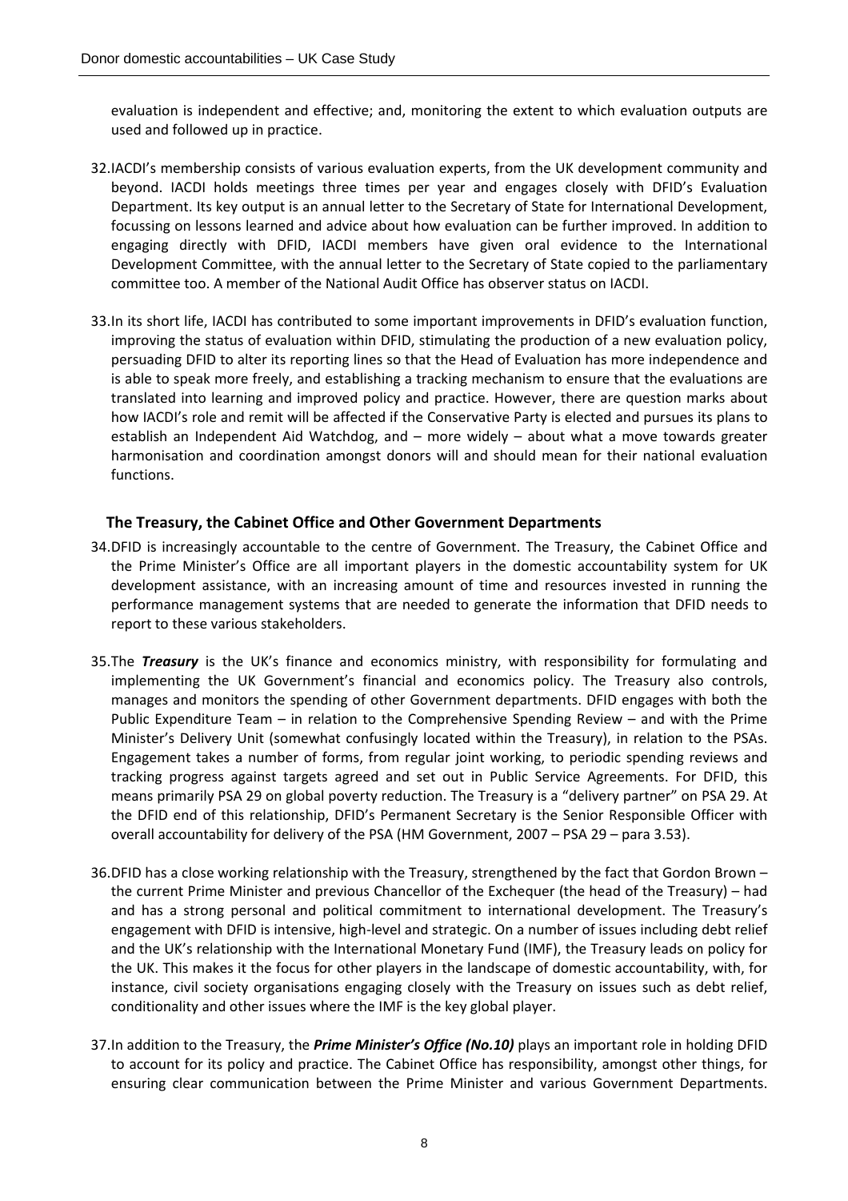evaluation is independent and effective; and, monitoring the extent to which evaluation outputs are used and followed up in practice.

32. IACDI's membership consists of various evaluation experts, from the UK development community and beyond. IACDI holds meetings three times per year and engages closely with DFID's Evaluation Department. Its key output is an annual letter to the Secretary of State for International Development, focussing on lessons learned and advice about how evaluation can be further improved. In addition to engaging directly with DFID, IACDI members have given oral evidence to the International Development Committee, with the annual letter to the Secretary of State copied to the parliamentary committee too. A member of the National Audit Office has observer status on IACDI.

33. In its short life, IACDI has contributed to some important improvements in DFID's evaluation function, improving the status of evaluation within DFID, stimulating the production of a new evaluation policy, persuading DFID to alter its reporting lines so that the Head of Evaluation has more independence and is able to speak more freely, and establishing a tracking mechanism to ensure that the evaluations are translated into learning and improved policy and practice. However, there are question marks about how IACDI's role and remit will be affected if the Conservative Party is elected and pursues its plans to establish an Independent Aid Watchdog, and – more widely – about what a move towards greater harmonisation and coordination amongst donors will and should mean for their national evaluation functions.

### The Treasury, the Cabinet Office and Other Government Departments

34. DFID is increasingly accountable to the centre of Government. The Treasury, the Cabinet Office and the Prime Minister's Office are all important players in the domestic accountability system for UK development assistance, with an increasing amount of time and resources invested in running the performance management systems that are needed to generate the information that DFID needs to report to these various stakeholders.

35. The ***Treasury*** is the UK's finance and economics ministry, with responsibility for formulating and implementing the UK Government's financial and economics policy. The Treasury also controls, manages and monitors the spending of other Government departments. DFID engages with both the Public Expenditure Team – in relation to the Comprehensive Spending Review – and with the Prime Minister's Delivery Unit (somewhat confusingly located within the Treasury), in relation to the PSAs. Engagement takes a number of forms, from regular joint working, to periodic spending reviews and tracking progress against targets agreed and set out in Public Service Agreements. For DFID, this means primarily PSA 29 on global poverty reduction. The Treasury is a "delivery partner" on PSA 29. At the DFID end of this relationship, DFID's Permanent Secretary is the Senior Responsible Officer with overall accountability for delivery of the PSA (HM Government, 2007 – PSA 29 – para 3.53).

36. DFID has a close working relationship with the Treasury, strengthened by the fact that Gordon Brown – the current Prime Minister and previous Chancellor of the Exchequer (the head of the Treasury) – had and has a strong personal and political commitment to international development. The Treasury's engagement with DFID is intensive, high-level and strategic. On a number of issues including debt relief and the UK's relationship with the International Monetary Fund (IMF), the Treasury leads on policy for the UK. This makes it the focus for other players in the landscape of domestic accountability, with, for instance, civil society organisations engaging closely with the Treasury on issues such as debt relief, conditionality and other issues where the IMF is the key global player.

37. In addition to the Treasury, the ***Prime Minister's Office (No.10)*** plays an important role in holding DFID to account for its policy and practice. The Cabinet Office has responsibility, amongst other things, for ensuring clear communication between the Prime Minister and various Government Departments.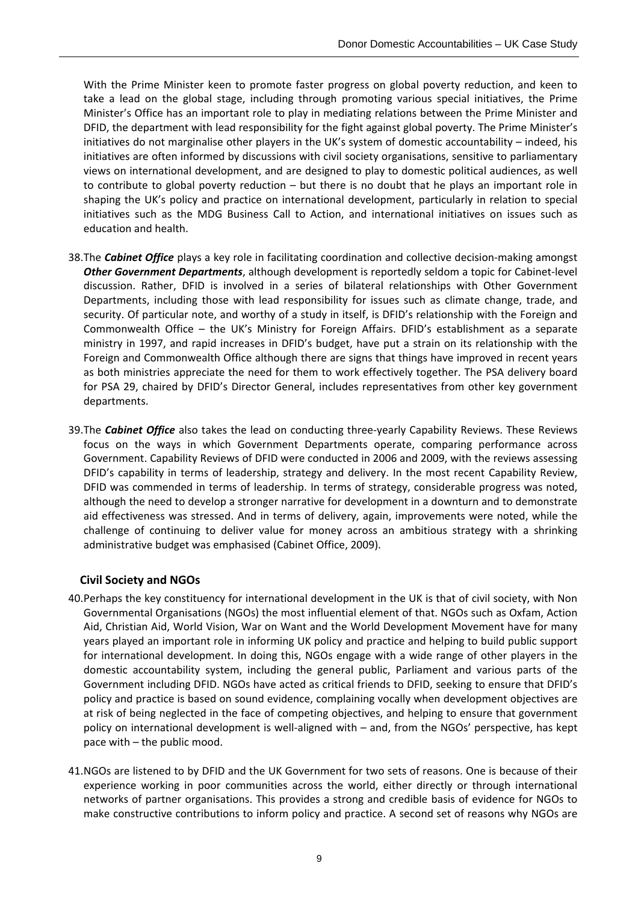With the Prime Minister keen to promote faster progress on global poverty reduction, and keen to take a lead on the global stage, including through promoting various special initiatives, the Prime Minister's Office has an important role to play in mediating relations between the Prime Minister and DFID, the department with lead responsibility for the fight against global poverty. The Prime Minister's initiatives do not marginalise other players in the UK's system of domestic accountability – indeed, his initiatives are often informed by discussions with civil society organisations, sensitive to parliamentary views on international development, and are designed to play to domestic political audiences, as well to contribute to global poverty reduction – but there is no doubt that he plays an important role in shaping the UK's policy and practice on international development, particularly in relation to special initiatives such as the MDG Business Call to Action, and international initiatives on issues such as education and health.

38. The ***Cabinet Office*** plays a key role in facilitating coordination and collective decision-making amongst ***Other Government Departments***, although development is reportedly seldom a topic for Cabinet-level discussion. Rather, DFID is involved in a series of bilateral relationships with Other Government Departments, including those with lead responsibility for issues such as climate change, trade, and security. Of particular note, and worthy of a study in itself, is DFID's relationship with the Foreign and Commonwealth Office – the UK's Ministry for Foreign Affairs. DFID's establishment as a separate ministry in 1997, and rapid increases in DFID's budget, have put a strain on its relationship with the Foreign and Commonwealth Office although there are signs that things have improved in recent years as both ministries appreciate the need for them to work effectively together. The PSA delivery board for PSA 29, chaired by DFID's Director General, includes representatives from other key government departments.

39. The ***Cabinet Office*** also takes the lead on conducting three-yearly Capability Reviews. These Reviews focus on the ways in which Government Departments operate, comparing performance across Government. Capability Reviews of DFID were conducted in 2006 and 2009, with the reviews assessing DFID's capability in terms of leadership, strategy and delivery. In the most recent Capability Review, DFID was commended in terms of leadership. In terms of strategy, considerable progress was noted, although the need to develop a stronger narrative for development in a downturn and to demonstrate aid effectiveness was stressed. And in terms of delivery, again, improvements were noted, while the challenge of continuing to deliver value for money across an ambitious strategy with a shrinking administrative budget was emphasised (Cabinet Office, 2009).

### Civil Society and NGOs

40. Perhaps the key constituency for international development in the UK is that of civil society, with Non Governmental Organisations (NGOs) the most influential element of that. NGOs such as Oxfam, Action Aid, Christian Aid, World Vision, War on Want and the World Development Movement have for many years played an important role in informing UK policy and practice and helping to build public support for international development. In doing this, NGOs engage with a wide range of other players in the domestic accountability system, including the general public, Parliament and various parts of the Government including DFID. NGOs have acted as critical friends to DFID, seeking to ensure that DFID's policy and practice is based on sound evidence, complaining vocally when development objectives are at risk of being neglected in the face of competing objectives, and helping to ensure that government policy on international development is well-aligned with – and, from the NGOs' perspective, has kept pace with – the public mood.

41. NGOs are listened to by DFID and the UK Government for two sets of reasons. One is because of their experience working in poor communities across the world, either directly or through international networks of partner organisations. This provides a strong and credible basis of evidence for NGOs to make constructive contributions to inform policy and practice. A second set of reasons why NGOs are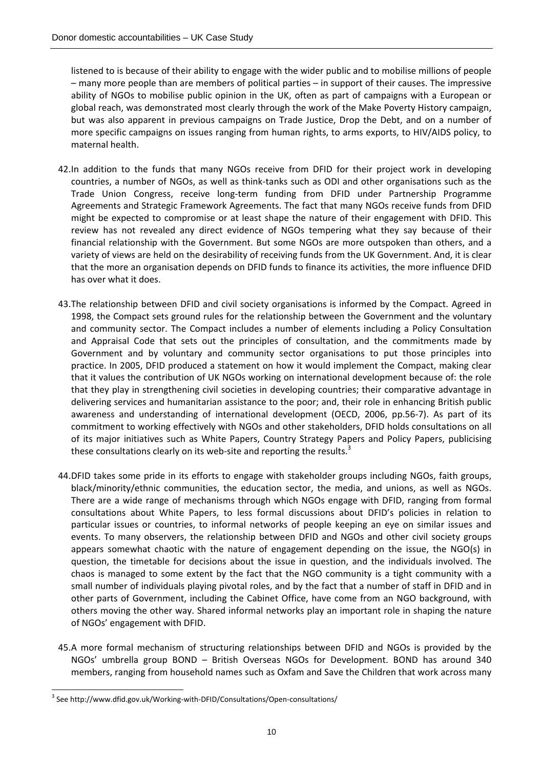listened to is because of their ability to engage with the wider public and to mobilise millions of people – many more people than are members of political parties – in support of their causes. The impressive ability of NGOs to mobilise public opinion in the UK, often as part of campaigns with a European or global reach, was demonstrated most clearly through the work of the Make Poverty History campaign, but was also apparent in previous campaigns on Trade Justice, Drop the Debt, and on a number of more specific campaigns on issues ranging from human rights, to arms exports, to HIV/AIDS policy, to maternal health.

42. In addition to the funds that many NGOs receive from DFID for their project work in developing countries, a number of NGOs, as well as think-tanks such as ODI and other organisations such as the Trade Union Congress, receive long-term funding from DFID under Partnership Programme Agreements and Strategic Framework Agreements. The fact that many NGOs receive funds from DFID might be expected to compromise or at least shape the nature of their engagement with DFID. This review has not revealed any direct evidence of NGOs tempering what they say because of their financial relationship with the Government. But some NGOs are more outspoken than others, and a variety of views are held on the desirability of receiving funds from the UK Government. And, it is clear that the more an organisation depends on DFID funds to finance its activities, the more influence DFID has over what it does.

43. The relationship between DFID and civil society organisations is informed by the Compact. Agreed in 1998, the Compact sets ground rules for the relationship between the Government and the voluntary and community sector. The Compact includes a number of elements including a Policy Consultation and Appraisal Code that sets out the principles of consultation, and the commitments made by Government and by voluntary and community sector organisations to put those principles into practice. In 2005, DFID produced a statement on how it would implement the Compact, making clear that it values the contribution of UK NGOs working on international development because of: the role that they play in strengthening civil societies in developing countries; their comparative advantage in delivering services and humanitarian assistance to the poor; and, their role in enhancing British public awareness and understanding of international development (OECD, 2006, pp.56-7). As part of its commitment to working effectively with NGOs and other stakeholders, DFID holds consultations on all of its major initiatives such as White Papers, Country Strategy Papers and Policy Papers, publicising these consultations clearly on its web-site and reporting the results.[3]

44. DFID takes some pride in its efforts to engage with stakeholder groups including NGOs, faith groups, black/minority/ethnic communities, the education sector, the media, and unions, as well as NGOs. There are a wide range of mechanisms through which NGOs engage with DFID, ranging from formal consultations about White Papers, to less formal discussions about DFID's policies in relation to particular issues or countries, to informal networks of people keeping an eye on similar issues and events. To many observers, the relationship between DFID and NGOs and other civil society groups appears somewhat chaotic with the nature of engagement depending on the issue, the NGO(s) in question, the timetable for decisions about the issue in question, and the individuals involved. The chaos is managed to some extent by the fact that the NGO community is a tight community with a small number of individuals playing pivotal roles, and by the fact that a number of staff in DFID and in other parts of Government, including the Cabinet Office, have come from an NGO background, with others moving the other way. Shared informal networks play an important role in shaping the nature of NGOs' engagement with DFID.

45. A more formal mechanism of structuring relationships between DFID and NGOs is provided by the NGOs' umbrella group BOND – British Overseas NGOs for Development. BOND has around 340 members, ranging from household names such as Oxfam and Save the Children that work across many

[3] See http://www.dfid.gov.uk/Working-with-DFID/Consultations/Open-consultations/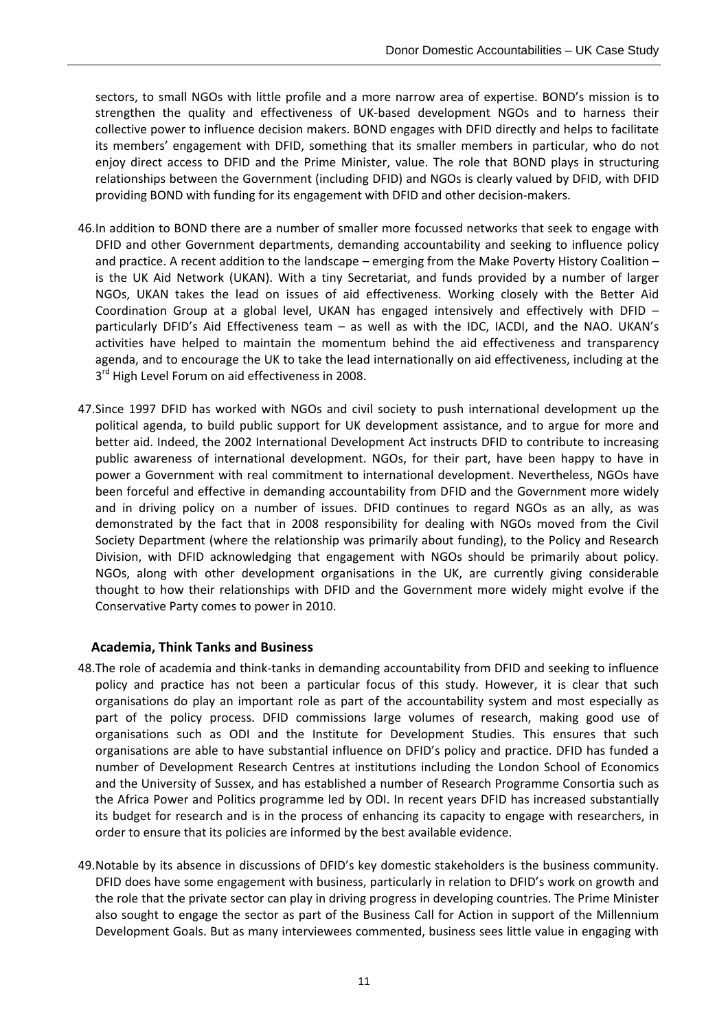sectors, to small NGOs with little profile and a more narrow area of expertise. BOND's mission is to strengthen the quality and effectiveness of UK-based development NGOs and to harness their collective power to influence decision makers. BOND engages with DFID directly and helps to facilitate its members' engagement with DFID, something that its smaller members in particular, who do not enjoy direct access to DFID and the Prime Minister, value. The role that BOND plays in structuring relationships between the Government (including DFID) and NGOs is clearly valued by DFID, with DFID providing BOND with funding for its engagement with DFID and other decision-makers.

46. In addition to BOND there are a number of smaller more focussed networks that seek to engage with DFID and other Government departments, demanding accountability and seeking to influence policy and practice. A recent addition to the landscape – emerging from the Make Poverty History Coalition – is the UK Aid Network (UKAN). With a tiny Secretariat, and funds provided by a number of larger NGOs, UKAN takes the lead on issues of aid effectiveness. Working closely with the Better Aid Coordination Group at a global level, UKAN has engaged intensively and effectively with DFID – particularly DFID's Aid Effectiveness team – as well as with the IDC, IACDI, and the NAO. UKAN's activities have helped to maintain the momentum behind the aid effectiveness and transparency agenda, and to encourage the UK to take the lead internationally on aid effectiveness, including at the 3rd High Level Forum on aid effectiveness in 2008.

47. Since 1997 DFID has worked with NGOs and civil society to push international development up the political agenda, to build public support for UK development assistance, and to argue for more and better aid. Indeed, the 2002 International Development Act instructs DFID to contribute to increasing public awareness of international development. NGOs, for their part, have been happy to have in power a Government with real commitment to international development. Nevertheless, NGOs have been forceful and effective in demanding accountability from DFID and the Government more widely and in driving policy on a number of issues. DFID continues to regard NGOs as an ally, as was demonstrated by the fact that in 2008 responsibility for dealing with NGOs moved from the Civil Society Department (where the relationship was primarily about funding), to the Policy and Research Division, with DFID acknowledging that engagement with NGOs should be primarily about policy. NGOs, along with other development organisations in the UK, are currently giving considerable thought to how their relationships with DFID and the Government more widely might evolve if the Conservative Party comes to power in 2010.

### Academia, Think Tanks and Business

48. The role of academia and think-tanks in demanding accountability from DFID and seeking to influence policy and practice has not been a particular focus of this study. However, it is clear that such organisations do play an important role as part of the accountability system and most especially as part of the policy process. DFID commissions large volumes of research, making good use of organisations such as ODI and the Institute for Development Studies. This ensures that such organisations are able to have substantial influence on DFID's policy and practice. DFID has funded a number of Development Research Centres at institutions including the London School of Economics and the University of Sussex, and has established a number of Research Programme Consortia such as the Africa Power and Politics programme led by ODI. In recent years DFID has increased substantially its budget for research and is in the process of enhancing its capacity to engage with researchers, in order to ensure that its policies are informed by the best available evidence.

49. Notable by its absence in discussions of DFID's key domestic stakeholders is the business community. DFID does have some engagement with business, particularly in relation to DFID's work on growth and the role that the private sector can play in driving progress in developing countries. The Prime Minister also sought to engage the sector as part of the Business Call for Action in support of the Millennium Development Goals. But as many interviewees commented, business sees little value in engaging with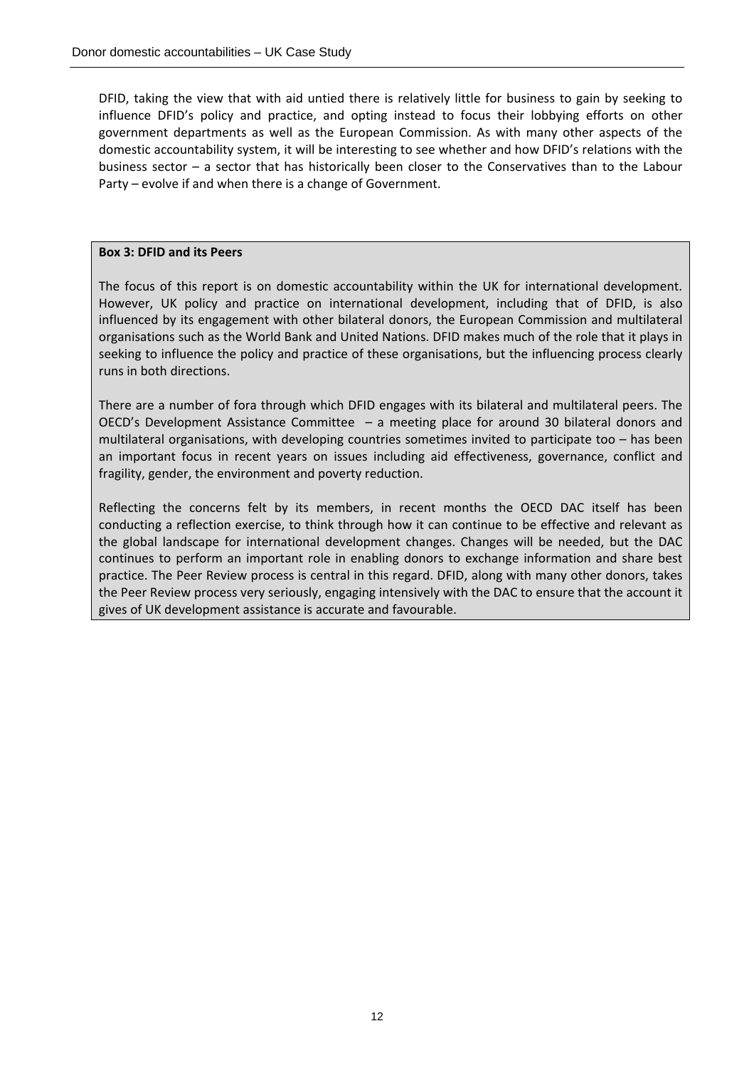DFID, taking the view that with aid untied there is relatively little for business to gain by seeking to influence DFID's policy and practice, and opting instead to focus their lobbying efforts on other government departments as well as the European Commission. As with many other aspects of the domestic accountability system, it will be interesting to see whether and how DFID's relations with the business sector – a sector that has historically been closer to the Conservatives than to the Labour Party – evolve if and when there is a change of Government.

**Box 3: DFID and its Peers**

The focus of this report is on domestic accountability within the UK for international development. However, UK policy and practice on international development, including that of DFID, is also influenced by its engagement with other bilateral donors, the European Commission and multilateral organisations such as the World Bank and United Nations. DFID makes much of the role that it plays in seeking to influence the policy and practice of these organisations, but the influencing process clearly runs in both directions.

There are a number of fora through which DFID engages with its bilateral and multilateral peers. The OECD's Development Assistance Committee – a meeting place for around 30 bilateral donors and multilateral organisations, with developing countries sometimes invited to participate too – has been an important focus in recent years on issues including aid effectiveness, governance, conflict and fragility, gender, the environment and poverty reduction.

Reflecting the concerns felt by its members, in recent months the OECD DAC itself has been conducting a reflection exercise, to think through how it can continue to be effective and relevant as the global landscape for international development changes. Changes will be needed, but the DAC continues to perform an important role in enabling donors to exchange information and share best practice. The Peer Review process is central in this regard. DFID, along with many other donors, takes the Peer Review process very seriously, engaging intensively with the DAC to ensure that the account it gives of UK development assistance is accurate and favourable.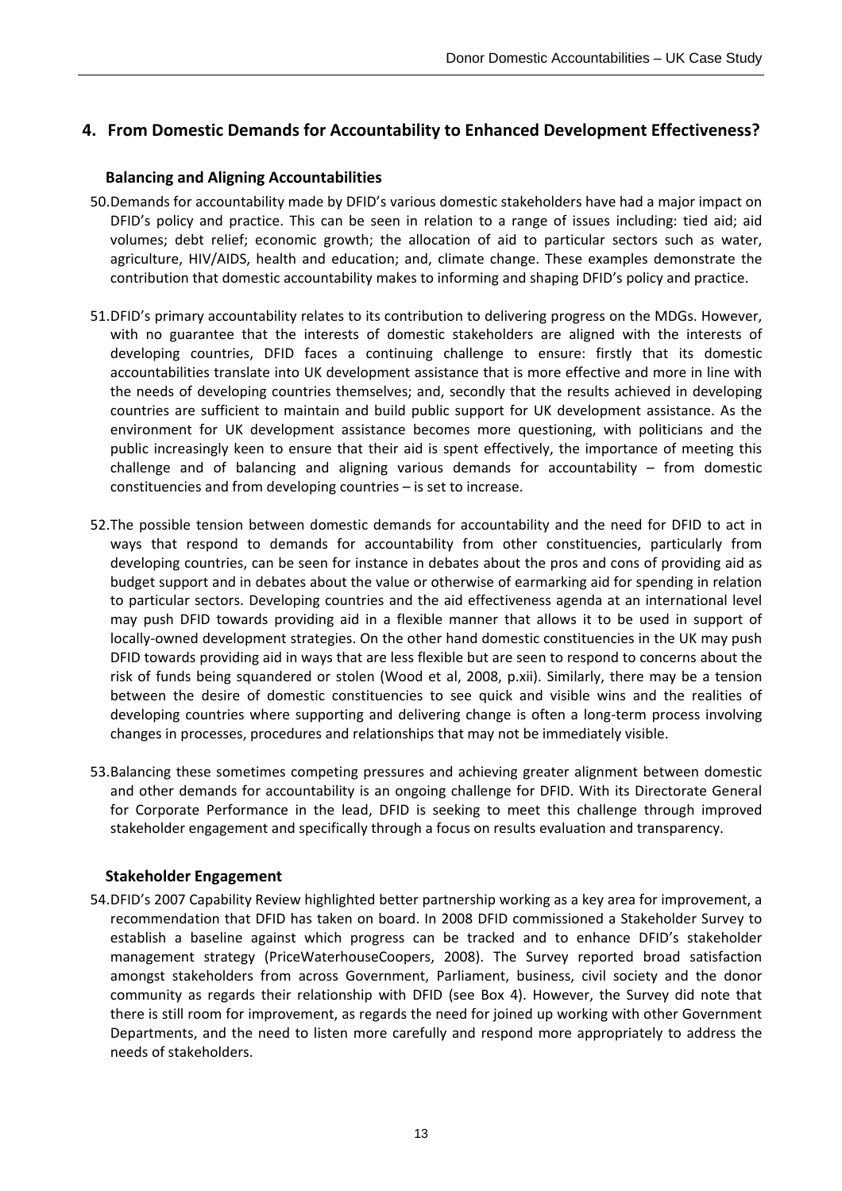## 4. From Domestic Demands for Accountability to Enhanced Development Effectiveness?

### Balancing and Aligning Accountabilities

50. Demands for accountability made by DFID's various domestic stakeholders have had a major impact on DFID's policy and practice. This can be seen in relation to a range of issues including: tied aid; aid volumes; debt relief; economic growth; the allocation of aid to particular sectors such as water, agriculture, HIV/AIDS, health and education; and, climate change. These examples demonstrate the contribution that domestic accountability makes to informing and shaping DFID's policy and practice.

51. DFID's primary accountability relates to its contribution to delivering progress on the MDGs. However, with no guarantee that the interests of domestic stakeholders are aligned with the interests of developing countries, DFID faces a continuing challenge to ensure: firstly that its domestic accountabilities translate into UK development assistance that is more effective and more in line with the needs of developing countries themselves; and, secondly that the results achieved in developing countries are sufficient to maintain and build public support for UK development assistance. As the environment for UK development assistance becomes more questioning, with politicians and the public increasingly keen to ensure that their aid is spent effectively, the importance of meeting this challenge and of balancing and aligning various demands for accountability – from domestic constituencies and from developing countries – is set to increase.

52. The possible tension between domestic demands for accountability and the need for DFID to act in ways that respond to demands for accountability from other constituencies, particularly from developing countries, can be seen for instance in debates about the pros and cons of providing aid as budget support and in debates about the value or otherwise of earmarking aid for spending in relation to particular sectors. Developing countries and the aid effectiveness agenda at an international level may push DFID towards providing aid in a flexible manner that allows it to be used in support of locally-owned development strategies. On the other hand domestic constituencies in the UK may push DFID towards providing aid in ways that are less flexible but are seen to respond to concerns about the risk of funds being squandered or stolen (Wood et al, 2008, p.xii). Similarly, there may be a tension between the desire of domestic constituencies to see quick and visible wins and the realities of developing countries where supporting and delivering change is often a long-term process involving changes in processes, procedures and relationships that may not be immediately visible.

53. Balancing these sometimes competing pressures and achieving greater alignment between domestic and other demands for accountability is an ongoing challenge for DFID. With its Directorate General for Corporate Performance in the lead, DFID is seeking to meet this challenge through improved stakeholder engagement and specifically through a focus on results evaluation and transparency.

### Stakeholder Engagement

54. DFID's 2007 Capability Review highlighted better partnership working as a key area for improvement, a recommendation that DFID has taken on board. In 2008 DFID commissioned a Stakeholder Survey to establish a baseline against which progress can be tracked and to enhance DFID's stakeholder management strategy (PriceWaterhouseCoopers, 2008). The Survey reported broad satisfaction amongst stakeholders from across Government, Parliament, business, civil society and the donor community as regards their relationship with DFID (see Box 4). However, the Survey did note that there is still room for improvement, as regards the need for joined up working with other Government Departments, and the need to listen more carefully and respond more appropriately to address the needs of stakeholders.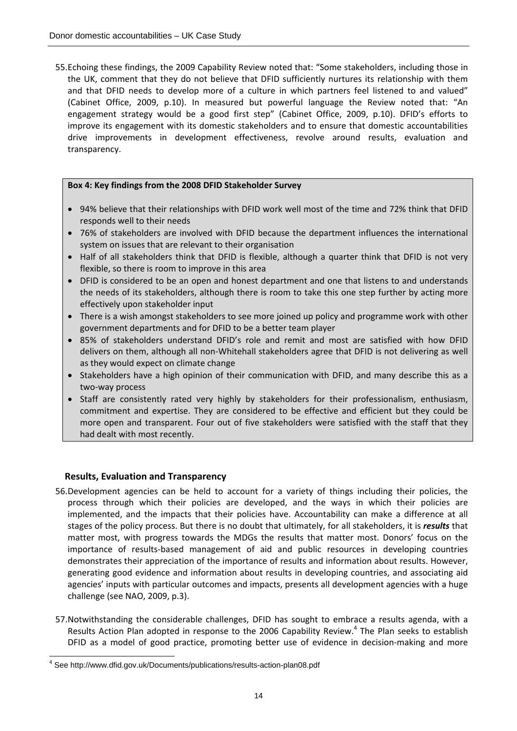55. Echoing these findings, the 2009 Capability Review noted that: "Some stakeholders, including those in the UK, comment that they do not believe that DFID sufficiently nurtures its relationship with them and that DFID needs to develop more of a culture in which partners feel listened to and valued" (Cabinet Office, 2009, p.10). In measured but powerful language the Review noted that: "An engagement strategy would be a good first step" (Cabinet Office, 2009, p.10). DFID's efforts to improve its engagement with its domestic stakeholders and to ensure that domestic accountabilities drive improvements in development effectiveness, revolve around results, evaluation and transparency.

**Box 4: Key findings from the 2008 DFID Stakeholder Survey**

- 94% believe that their relationships with DFID work well most of the time and 72% think that DFID responds well to their needs
- 76% of stakeholders are involved with DFID because the department influences the international system on issues that are relevant to their organisation
- Half of all stakeholders think that DFID is flexible, although a quarter think that DFID is not very flexible, so there is room to improve in this area
- DFID is considered to be an open and honest department and one that listens to and understands the needs of its stakeholders, although there is room to take this one step further by acting more effectively upon stakeholder input
- There is a wish amongst stakeholders to see more joined up policy and programme work with other government departments and for DFID to be a better team player
- 85% of stakeholders understand DFID's role and remit and most are satisfied with how DFID delivers on them, although all non-Whitehall stakeholders agree that DFID is not delivering as well as they would expect on climate change
- Stakeholders have a high opinion of their communication with DFID, and many describe this as a two-way process
- Staff are consistently rated very highly by stakeholders for their professionalism, enthusiasm, commitment and expertise. They are considered to be effective and efficient but they could be more open and transparent. Four out of five stakeholders were satisfied with the staff that they had dealt with most recently.

### Results, Evaluation and Transparency

56. Development agencies can be held to account for a variety of things including their policies, the process through which their policies are developed, and the ways in which their policies are implemented, and the impacts that their policies have. Accountability can make a difference at all stages of the policy process. But there is no doubt that ultimately, for all stakeholders, it is ***results*** that matter most, with progress towards the MDGs the results that matter most. Donors' focus on the importance of results-based management of aid and public resources in developing countries demonstrates their appreciation of the importance of results and information about results. However, generating good evidence and information about results in developing countries, and associating aid agencies' inputs with particular outcomes and impacts, presents all development agencies with a huge challenge (see NAO, 2009, p.3).

57. Notwithstanding the considerable challenges, DFID has sought to embrace a results agenda, with a Results Action Plan adopted in response to the 2006 Capability Review.[4] The Plan seeks to establish DFID as a model of good practice, promoting better use of evidence in decision-making and more

[4] See http://www.dfid.gov.uk/Documents/publications/results-action-plan08.pdf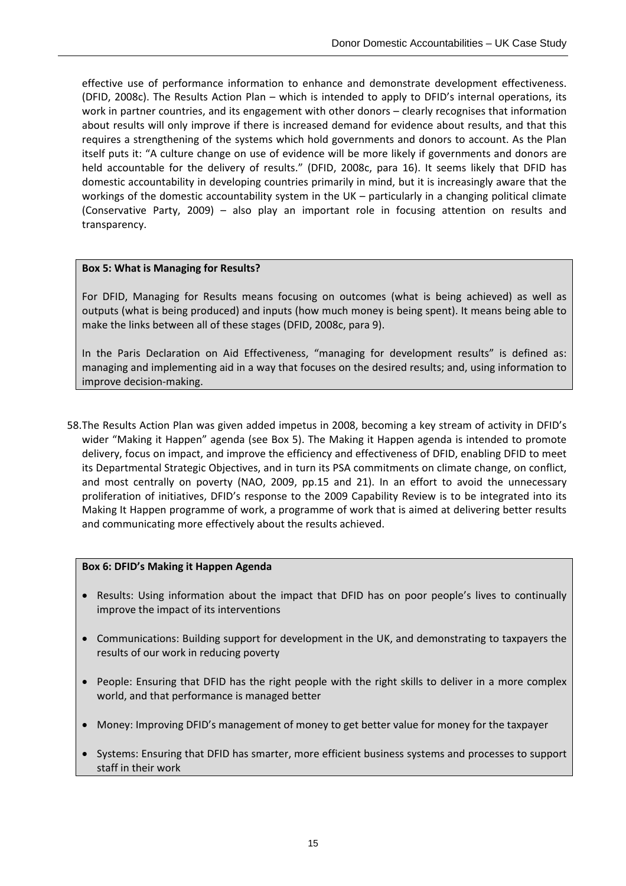effective use of performance information to enhance and demonstrate development effectiveness. (DFID, 2008c). The Results Action Plan – which is intended to apply to DFID's internal operations, its work in partner countries, and its engagement with other donors – clearly recognises that information about results will only improve if there is increased demand for evidence about results, and that this requires a strengthening of the systems which hold governments and donors to account. As the Plan itself puts it: "A culture change on use of evidence will be more likely if governments and donors are held accountable for the delivery of results." (DFID, 2008c, para 16). It seems likely that DFID has domestic accountability in developing countries primarily in mind, but it is increasingly aware that the workings of the domestic accountability system in the UK – particularly in a changing political climate (Conservative Party, 2009) – also play an important role in focusing attention on results and transparency.

> **Box 5: What is Managing for Results?**
>
> For DFID, Managing for Results means focusing on outcomes (what is being achieved) as well as outputs (what is being produced) and inputs (how much money is being spent). It means being able to make the links between all of these stages (DFID, 2008c, para 9).
>
> In the Paris Declaration on Aid Effectiveness, "managing for development results" is defined as: managing and implementing aid in a way that focuses on the desired results; and, using information to improve decision-making.

58. The Results Action Plan was given added impetus in 2008, becoming a key stream of activity in DFID's wider "Making it Happen" agenda (see Box 5). The Making it Happen agenda is intended to promote delivery, focus on impact, and improve the efficiency and effectiveness of DFID, enabling DFID to meet its Departmental Strategic Objectives, and in turn its PSA commitments on climate change, on conflict, and most centrally on poverty (NAO, 2009, pp.15 and 21). In an effort to avoid the unnecessary proliferation of initiatives, DFID's response to the 2009 Capability Review is to be integrated into its Making It Happen programme of work, a programme of work that is aimed at delivering better results and communicating more effectively about the results achieved.

> **Box 6: DFID's Making it Happen Agenda**
>
> - Results: Using information about the impact that DFID has on poor people's lives to continually improve the impact of its interventions
> - Communications: Building support for development in the UK, and demonstrating to taxpayers the results of our work in reducing poverty
> - People: Ensuring that DFID has the right people with the right skills to deliver in a more complex world, and that performance is managed better
> - Money: Improving DFID's management of money to get better value for money for the taxpayer
> - Systems: Ensuring that DFID has smarter, more efficient business systems and processes to support staff in their work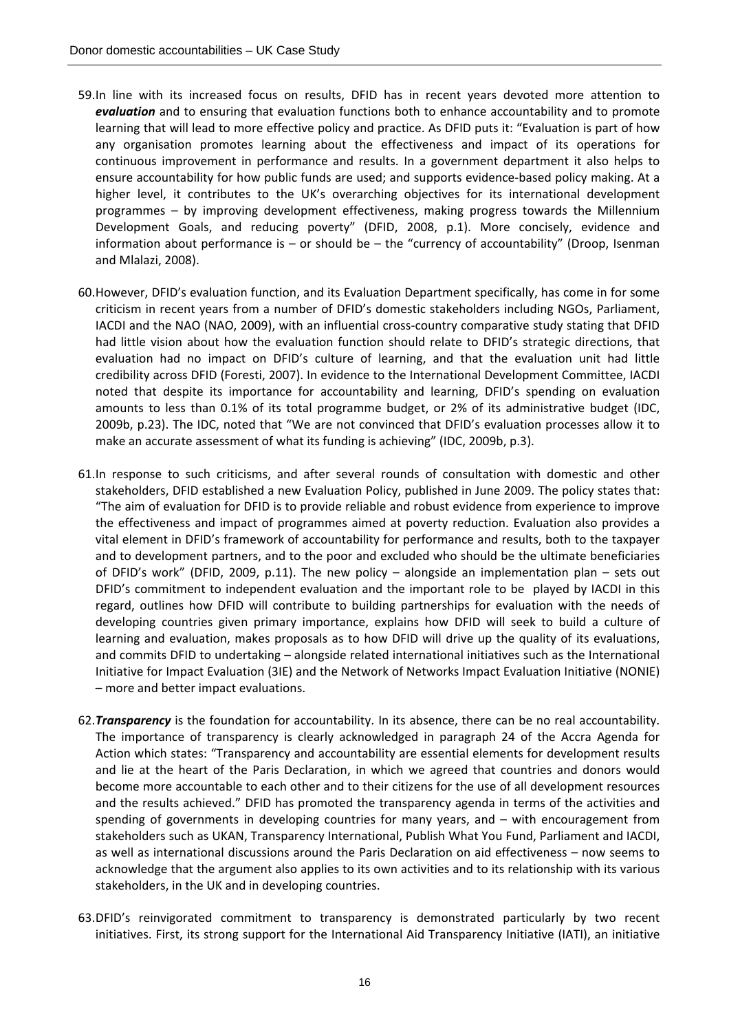59. In line with its increased focus on results, DFID has in recent years devoted more attention to ***evaluation*** and to ensuring that evaluation functions both to enhance accountability and to promote learning that will lead to more effective policy and practice. As DFID puts it: "Evaluation is part of how any organisation promotes learning about the effectiveness and impact of its operations for continuous improvement in performance and results. In a government department it also helps to ensure accountability for how public funds are used; and supports evidence-based policy making. At a higher level, it contributes to the UK's overarching objectives for its international development programmes – by improving development effectiveness, making progress towards the Millennium Development Goals, and reducing poverty" (DFID, 2008, p.1). More concisely, evidence and information about performance is – or should be – the "currency of accountability" (Droop, Isenman and Mlalazi, 2008).

60. However, DFID's evaluation function, and its Evaluation Department specifically, has come in for some criticism in recent years from a number of DFID's domestic stakeholders including NGOs, Parliament, IACDI and the NAO (NAO, 2009), with an influential cross-country comparative study stating that DFID had little vision about how the evaluation function should relate to DFID's strategic directions, that evaluation had no impact on DFID's culture of learning, and that the evaluation unit had little credibility across DFID (Foresti, 2007). In evidence to the International Development Committee, IACDI noted that despite its importance for accountability and learning, DFID's spending on evaluation amounts to less than 0.1% of its total programme budget, or 2% of its administrative budget (IDC, 2009b, p.23). The IDC, noted that "We are not convinced that DFID's evaluation processes allow it to make an accurate assessment of what its funding is achieving" (IDC, 2009b, p.3).

61. In response to such criticisms, and after several rounds of consultation with domestic and other stakeholders, DFID established a new Evaluation Policy, published in June 2009. The policy states that: "The aim of evaluation for DFID is to provide reliable and robust evidence from experience to improve the effectiveness and impact of programmes aimed at poverty reduction. Evaluation also provides a vital element in DFID's framework of accountability for performance and results, both to the taxpayer and to development partners, and to the poor and excluded who should be the ultimate beneficiaries of DFID's work" (DFID, 2009, p.11). The new policy – alongside an implementation plan – sets out DFID's commitment to independent evaluation and the important role to be played by IACDI in this regard, outlines how DFID will contribute to building partnerships for evaluation with the needs of developing countries given primary importance, explains how DFID will seek to build a culture of learning and evaluation, makes proposals as to how DFID will drive up the quality of its evaluations, and commits DFID to undertaking – alongside related international initiatives such as the International Initiative for Impact Evaluation (3IE) and the Network of Networks Impact Evaluation Initiative (NONIE) – more and better impact evaluations.

62. ***Transparency*** is the foundation for accountability. In its absence, there can be no real accountability. The importance of transparency is clearly acknowledged in paragraph 24 of the Accra Agenda for Action which states: "Transparency and accountability are essential elements for development results and lie at the heart of the Paris Declaration, in which we agreed that countries and donors would become more accountable to each other and to their citizens for the use of all development resources and the results achieved." DFID has promoted the transparency agenda in terms of the activities and spending of governments in developing countries for many years, and – with encouragement from stakeholders such as UKAN, Transparency International, Publish What You Fund, Parliament and IACDI, as well as international discussions around the Paris Declaration on aid effectiveness – now seems to acknowledge that the argument also applies to its own activities and to its relationship with its various stakeholders, in the UK and in developing countries.

63. DFID's reinvigorated commitment to transparency is demonstrated particularly by two recent initiatives. First, its strong support for the International Aid Transparency Initiative (IATI), an initiative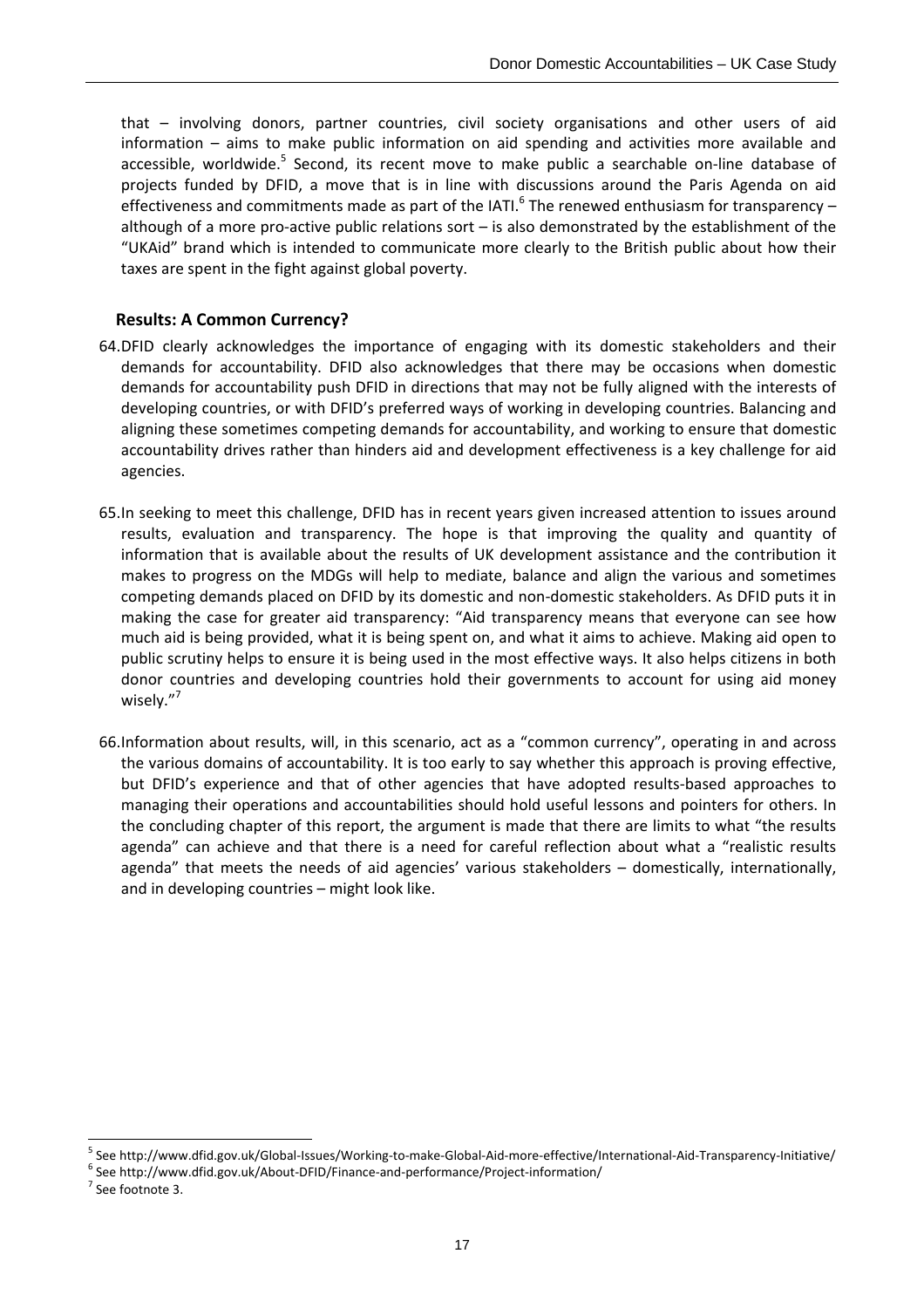that – involving donors, partner countries, civil society organisations and other users of aid information – aims to make public information on aid spending and activities more available and accessible, worldwide.[5] Second, its recent move to make public a searchable on-line database of projects funded by DFID, a move that is in line with discussions around the Paris Agenda on aid effectiveness and commitments made as part of the IATI.[6] The renewed enthusiasm for transparency – although of a more pro-active public relations sort – is also demonstrated by the establishment of the "UKAid" brand which is intended to communicate more clearly to the British public about how their taxes are spent in the fight against global poverty.

### Results: A Common Currency?

64. DFID clearly acknowledges the importance of engaging with its domestic stakeholders and their demands for accountability. DFID also acknowledges that there may be occasions when domestic demands for accountability push DFID in directions that may not be fully aligned with the interests of developing countries, or with DFID's preferred ways of working in developing countries. Balancing and aligning these sometimes competing demands for accountability, and working to ensure that domestic accountability drives rather than hinders aid and development effectiveness is a key challenge for aid agencies.

65. In seeking to meet this challenge, DFID has in recent years given increased attention to issues around results, evaluation and transparency. The hope is that improving the quality and quantity of information that is available about the results of UK development assistance and the contribution it makes to progress on the MDGs will help to mediate, balance and align the various and sometimes competing demands placed on DFID by its domestic and non-domestic stakeholders. As DFID puts it in making the case for greater aid transparency: "Aid transparency means that everyone can see how much aid is being provided, what it is being spent on, and what it aims to achieve. Making aid open to public scrutiny helps to ensure it is being used in the most effective ways. It also helps citizens in both donor countries and developing countries hold their governments to account for using aid money wisely."[7]

66. Information about results, will, in this scenario, act as a "common currency", operating in and across the various domains of accountability. It is too early to say whether this approach is proving effective, but DFID's experience and that of other agencies that have adopted results-based approaches to managing their operations and accountabilities should hold useful lessons and pointers for others. In the concluding chapter of this report, the argument is made that there are limits to what "the results agenda" can achieve and that there is a need for careful reflection about what a "realistic results agenda" that meets the needs of aid agencies' various stakeholders – domestically, internationally, and in developing countries – might look like.

---

[5] See http://www.dfid.gov.uk/Global-Issues/Working-to-make-Global-Aid-more-effective/International-Aid-Transparency-Initiative/

[6] See http://www.dfid.gov.uk/About-DFID/Finance-and-performance/Project-information/

[7] See footnote 3.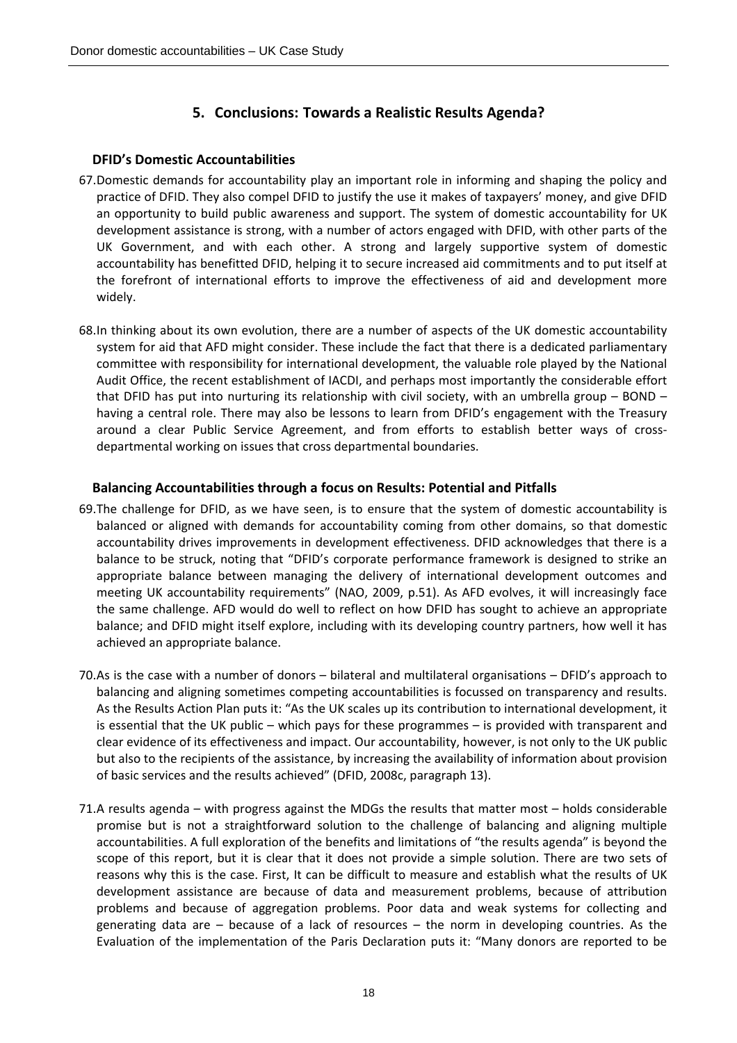## 5. Conclusions: Towards a Realistic Results Agenda?

### DFID's Domestic Accountabilities

67. Domestic demands for accountability play an important role in informing and shaping the policy and practice of DFID. They also compel DFID to justify the use it makes of taxpayers' money, and give DFID an opportunity to build public awareness and support. The system of domestic accountability for UK development assistance is strong, with a number of actors engaged with DFID, with other parts of the UK Government, and with each other. A strong and largely supportive system of domestic accountability has benefitted DFID, helping it to secure increased aid commitments and to put itself at the forefront of international efforts to improve the effectiveness of aid and development more widely.

68. In thinking about its own evolution, there are a number of aspects of the UK domestic accountability system for aid that AFD might consider. These include the fact that there is a dedicated parliamentary committee with responsibility for international development, the valuable role played by the National Audit Office, the recent establishment of IACDI, and perhaps most importantly the considerable effort that DFID has put into nurturing its relationship with civil society, with an umbrella group – BOND – having a central role. There may also be lessons to learn from DFID's engagement with the Treasury around a clear Public Service Agreement, and from efforts to establish better ways of cross-departmental working on issues that cross departmental boundaries.

### Balancing Accountabilities through a focus on Results: Potential and Pitfalls

69. The challenge for DFID, as we have seen, is to ensure that the system of domestic accountability is balanced or aligned with demands for accountability coming from other domains, so that domestic accountability drives improvements in development effectiveness. DFID acknowledges that there is a balance to be struck, noting that "DFID's corporate performance framework is designed to strike an appropriate balance between managing the delivery of international development outcomes and meeting UK accountability requirements" (NAO, 2009, p.51). As AFD evolves, it will increasingly face the same challenge. AFD would do well to reflect on how DFID has sought to achieve an appropriate balance; and DFID might itself explore, including with its developing country partners, how well it has achieved an appropriate balance.

70. As is the case with a number of donors – bilateral and multilateral organisations – DFID's approach to balancing and aligning sometimes competing accountabilities is focussed on transparency and results. As the Results Action Plan puts it: "As the UK scales up its contribution to international development, it is essential that the UK public – which pays for these programmes – is provided with transparent and clear evidence of its effectiveness and impact. Our accountability, however, is not only to the UK public but also to the recipients of the assistance, by increasing the availability of information about provision of basic services and the results achieved" (DFID, 2008c, paragraph 13).

71. A results agenda – with progress against the MDGs the results that matter most – holds considerable promise but is not a straightforward solution to the challenge of balancing and aligning multiple accountabilities. A full exploration of the benefits and limitations of "the results agenda" is beyond the scope of this report, but it is clear that it does not provide a simple solution. There are two sets of reasons why this is the case. First, It can be difficult to measure and establish what the results of UK development assistance are because of data and measurement problems, because of attribution problems and because of aggregation problems. Poor data and weak systems for collecting and generating data are – because of a lack of resources – the norm in developing countries. As the Evaluation of the implementation of the Paris Declaration puts it: "Many donors are reported to be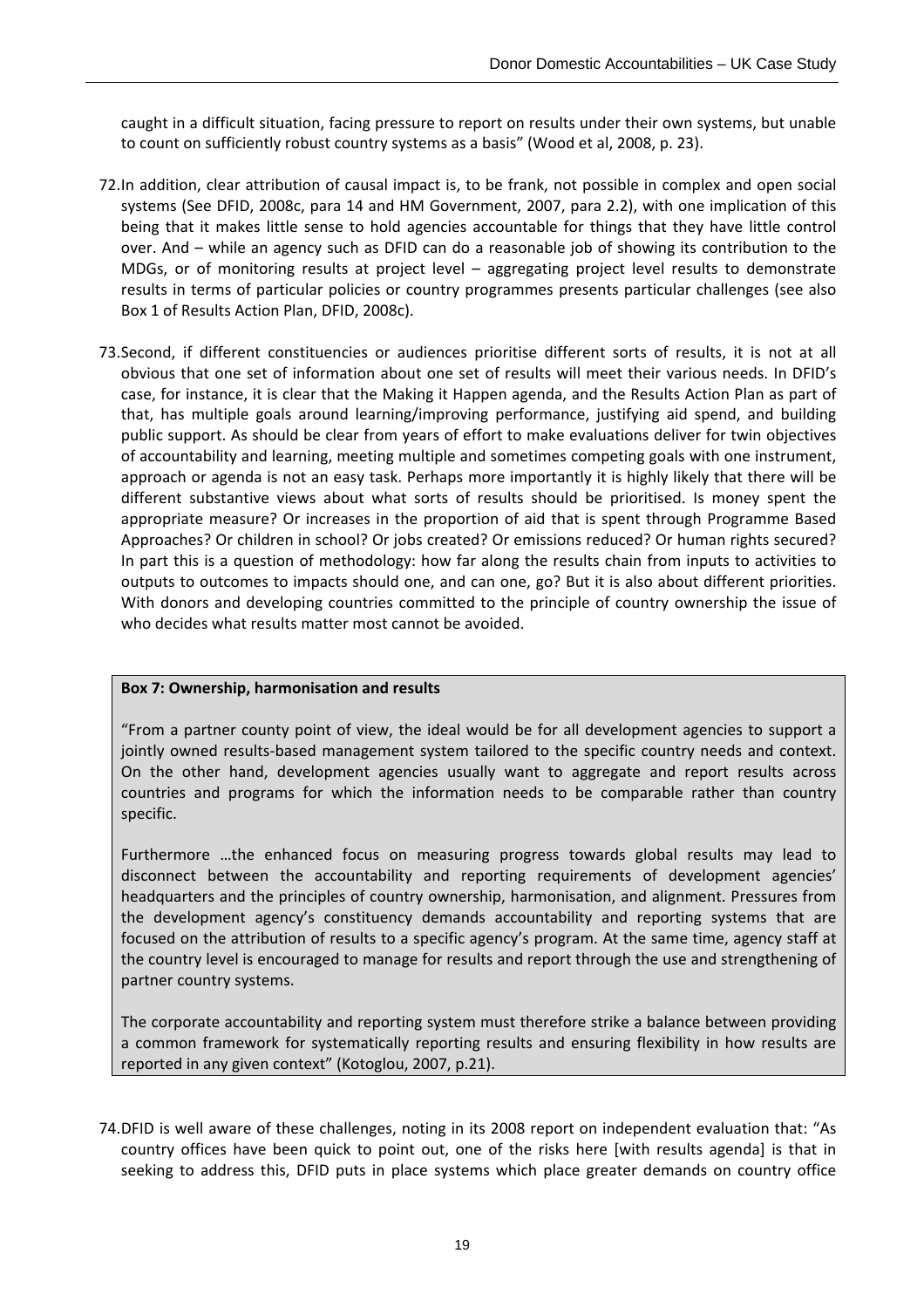caught in a difficult situation, facing pressure to report on results under their own systems, but unable to count on sufficiently robust country systems as a basis" (Wood et al, 2008, p. 23).

72. In addition, clear attribution of causal impact is, to be frank, not possible in complex and open social systems (See DFID, 2008c, para 14 and HM Government, 2007, para 2.2), with one implication of this being that it makes little sense to hold agencies accountable for things that they have little control over. And – while an agency such as DFID can do a reasonable job of showing its contribution to the MDGs, or of monitoring results at project level – aggregating project level results to demonstrate results in terms of particular policies or country programmes presents particular challenges (see also Box 1 of Results Action Plan, DFID, 2008c).

73. Second, if different constituencies or audiences prioritise different sorts of results, it is not at all obvious that one set of information about one set of results will meet their various needs. In DFID's case, for instance, it is clear that the Making it Happen agenda, and the Results Action Plan as part of that, has multiple goals around learning/improving performance, justifying aid spend, and building public support. As should be clear from years of effort to make evaluations deliver for twin objectives of accountability and learning, meeting multiple and sometimes competing goals with one instrument, approach or agenda is not an easy task. Perhaps more importantly it is highly likely that there will be different substantive views about what sorts of results should be prioritised. Is money spent the appropriate measure? Or increases in the proportion of aid that is spent through Programme Based Approaches? Or children in school? Or jobs created? Or emissions reduced? Or human rights secured? In part this is a question of methodology: how far along the results chain from inputs to activities to outputs to outcomes to impacts should one, and can one, go? But it is also about different priorities. With donors and developing countries committed to the principle of country ownership the issue of who decides what results matter most cannot be avoided.

> **Box 7: Ownership, harmonisation and results**
>
> "From a partner county point of view, the ideal would be for all development agencies to support a jointly owned results-based management system tailored to the specific country needs and context. On the other hand, development agencies usually want to aggregate and report results across countries and programs for which the information needs to be comparable rather than country specific.
>
> Furthermore …the enhanced focus on measuring progress towards global results may lead to disconnect between the accountability and reporting requirements of development agencies' headquarters and the principles of country ownership, harmonisation, and alignment. Pressures from the development agency's constituency demands accountability and reporting systems that are focused on the attribution of results to a specific agency's program. At the same time, agency staff at the country level is encouraged to manage for results and report through the use and strengthening of partner country systems.
>
> The corporate accountability and reporting system must therefore strike a balance between providing a common framework for systematically reporting results and ensuring flexibility in how results are reported in any given context" (Kotoglou, 2007, p.21).

74. DFID is well aware of these challenges, noting in its 2008 report on independent evaluation that: "As country offices have been quick to point out, one of the risks here [with results agenda] is that in seeking to address this, DFID puts in place systems which place greater demands on country office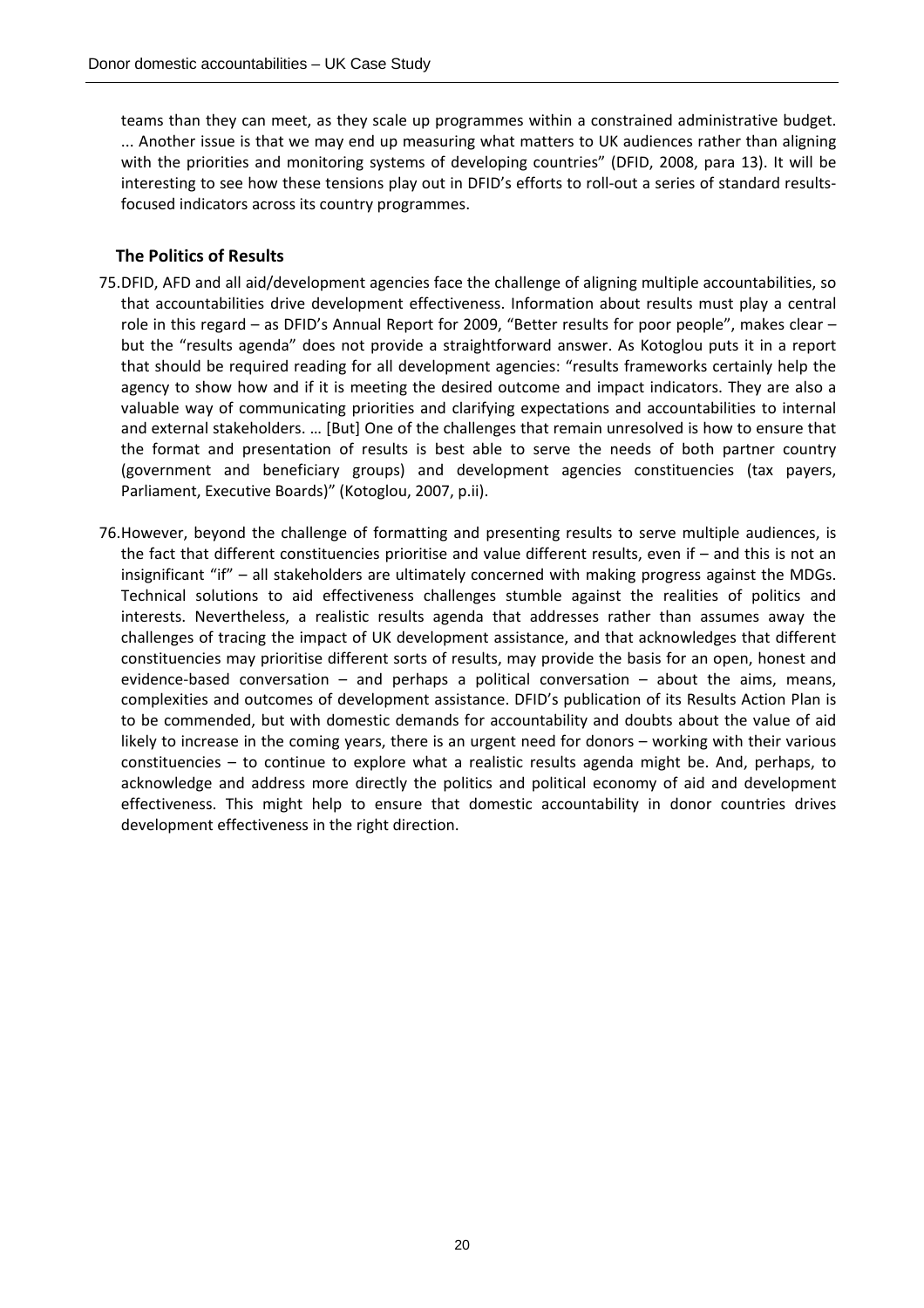teams than they can meet, as they scale up programmes within a constrained administrative budget. ... Another issue is that we may end up measuring what matters to UK audiences rather than aligning with the priorities and monitoring systems of developing countries" (DFID, 2008, para 13). It will be interesting to see how these tensions play out in DFID's efforts to roll-out a series of standard results-focused indicators across its country programmes.

### The Politics of Results

75. DFID, AFD and all aid/development agencies face the challenge of aligning multiple accountabilities, so that accountabilities drive development effectiveness. Information about results must play a central role in this regard – as DFID's Annual Report for 2009, "Better results for poor people", makes clear – but the "results agenda" does not provide a straightforward answer. As Kotoglou puts it in a report that should be required reading for all development agencies: "results frameworks certainly help the agency to show how and if it is meeting the desired outcome and impact indicators. They are also a valuable way of communicating priorities and clarifying expectations and accountabilities to internal and external stakeholders. … [But] One of the challenges that remain unresolved is how to ensure that the format and presentation of results is best able to serve the needs of both partner country (government and beneficiary groups) and development agencies constituencies (tax payers, Parliament, Executive Boards)" (Kotoglou, 2007, p.ii).

76. However, beyond the challenge of formatting and presenting results to serve multiple audiences, is the fact that different constituencies prioritise and value different results, even if – and this is not an insignificant "if" – all stakeholders are ultimately concerned with making progress against the MDGs. Technical solutions to aid effectiveness challenges stumble against the realities of politics and interests. Nevertheless, a realistic results agenda that addresses rather than assumes away the challenges of tracing the impact of UK development assistance, and that acknowledges that different constituencies may prioritise different sorts of results, may provide the basis for an open, honest and evidence-based conversation – and perhaps a political conversation – about the aims, means, complexities and outcomes of development assistance. DFID's publication of its Results Action Plan is to be commended, but with domestic demands for accountability and doubts about the value of aid likely to increase in the coming years, there is an urgent need for donors – working with their various constituencies – to continue to explore what a realistic results agenda might be. And, perhaps, to acknowledge and address more directly the politics and political economy of aid and development effectiveness. This might help to ensure that domestic accountability in donor countries drives development effectiveness in the right direction.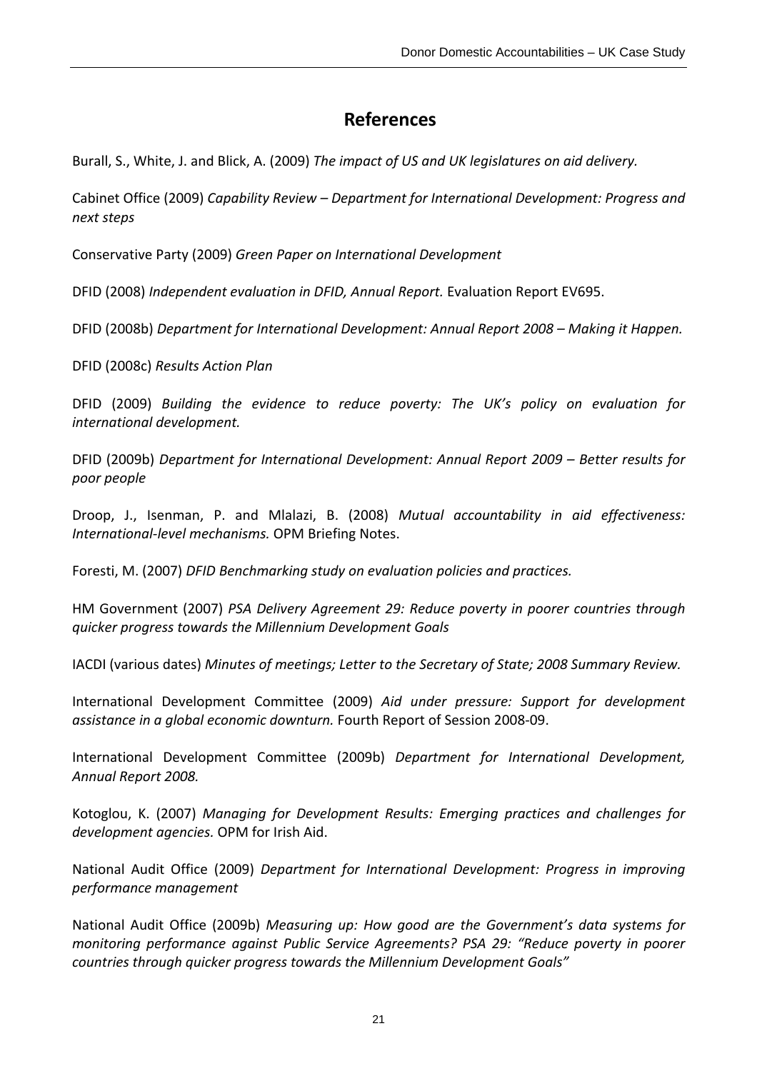# References

Burall, S., White, J. and Blick, A. (2009) *The impact of US and UK legislatures on aid delivery.*

Cabinet Office (2009) *Capability Review – Department for International Development: Progress and next steps*

Conservative Party (2009) *Green Paper on International Development*

DFID (2008) *Independent evaluation in DFID, Annual Report.* Evaluation Report EV695.

DFID (2008b) *Department for International Development: Annual Report 2008 – Making it Happen.*

DFID (2008c) *Results Action Plan*

DFID (2009) *Building the evidence to reduce poverty: The UK's policy on evaluation for international development.*

DFID (2009b) *Department for International Development: Annual Report 2009 – Better results for poor people*

Droop, J., Isenman, P. and Mlalazi, B. (2008) *Mutual accountability in aid effectiveness: International-level mechanisms.* OPM Briefing Notes.

Foresti, M. (2007) *DFID Benchmarking study on evaluation policies and practices.*

HM Government (2007) *PSA Delivery Agreement 29: Reduce poverty in poorer countries through quicker progress towards the Millennium Development Goals*

IACDI (various dates) *Minutes of meetings; Letter to the Secretary of State; 2008 Summary Review.*

International Development Committee (2009) *Aid under pressure: Support for development assistance in a global economic downturn.* Fourth Report of Session 2008-09.

International Development Committee (2009b) *Department for International Development, Annual Report 2008.*

Kotoglou, K. (2007) *Managing for Development Results: Emerging practices and challenges for development agencies.* OPM for Irish Aid.

National Audit Office (2009) *Department for International Development: Progress in improving performance management*

National Audit Office (2009b) *Measuring up: How good are the Government's data systems for monitoring performance against Public Service Agreements? PSA 29: "Reduce poverty in poorer countries through quicker progress towards the Millennium Development Goals"*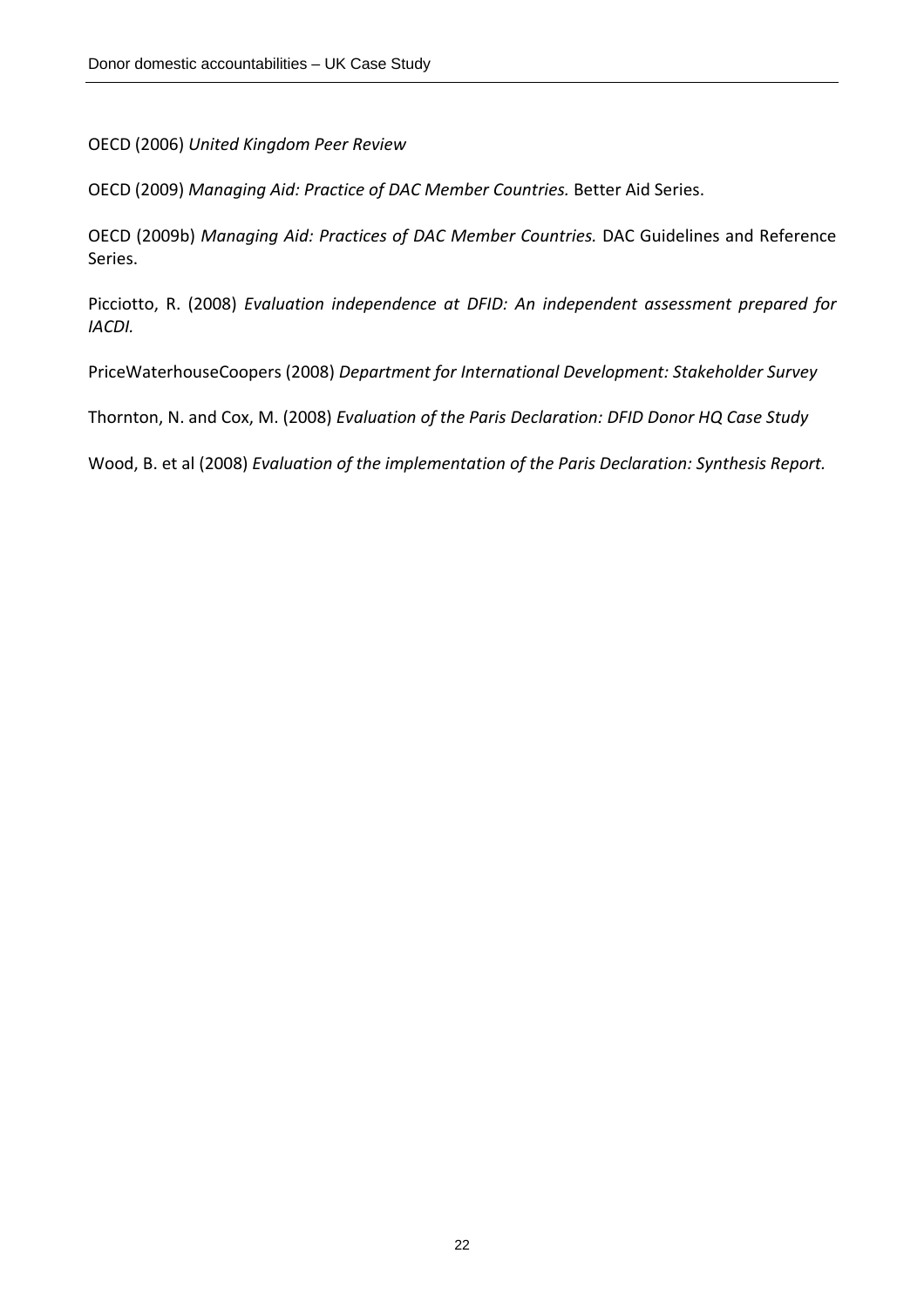OECD (2006) *United Kingdom Peer Review*

OECD (2009) *Managing Aid: Practice of DAC Member Countries.* Better Aid Series.

OECD (2009b) *Managing Aid: Practices of DAC Member Countries.* DAC Guidelines and Reference Series.

Picciotto, R. (2008) *Evaluation independence at DFID: An independent assessment prepared for IACDI.*

PriceWaterhouseCoopers (2008) *Department for International Development: Stakeholder Survey*

Thornton, N. and Cox, M. (2008) *Evaluation of the Paris Declaration: DFID Donor HQ Case Study*

Wood, B. et al (2008) *Evaluation of the implementation of the Paris Declaration: Synthesis Report.*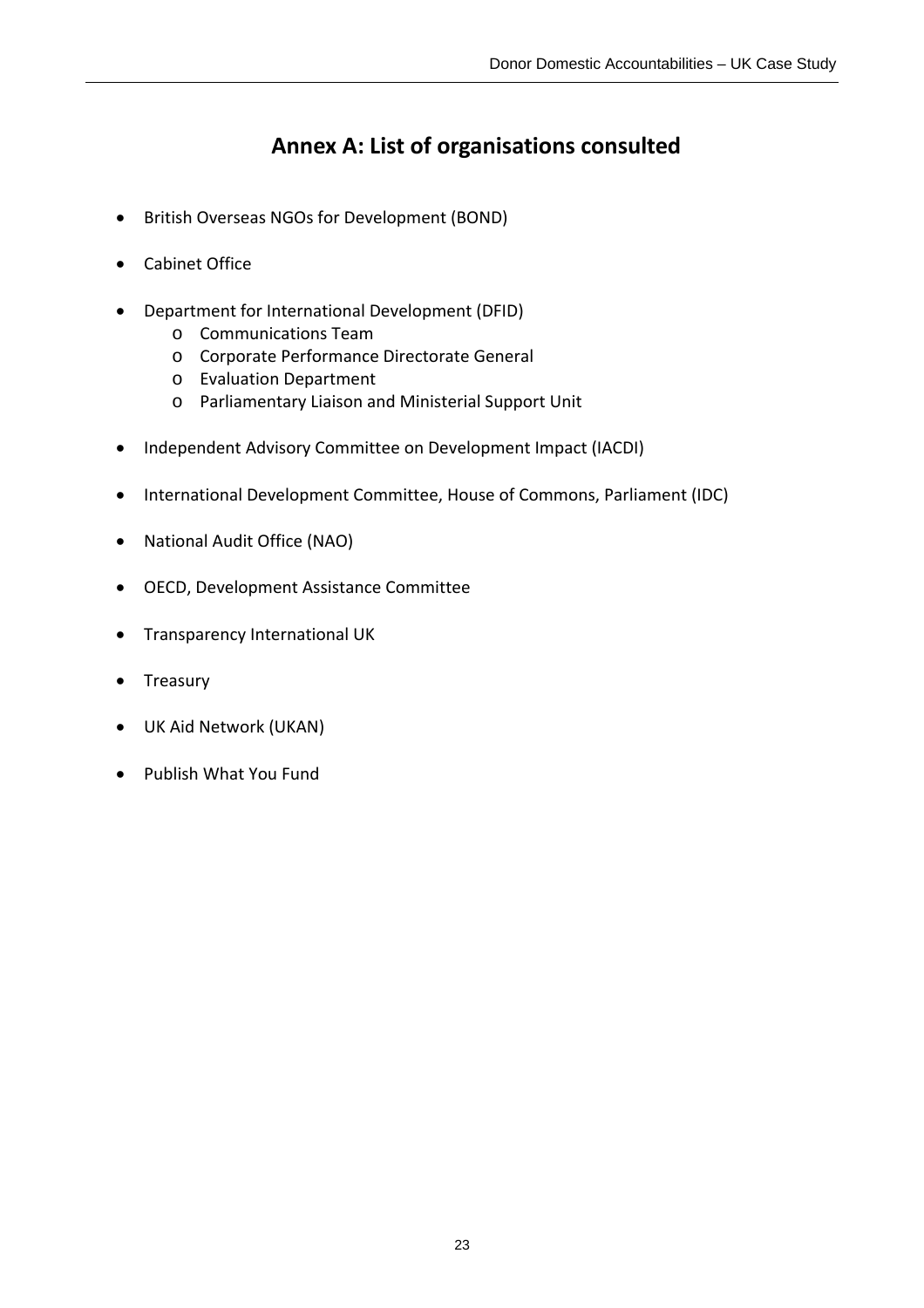# Annex A: List of organisations consulted

- British Overseas NGOs for Development (BOND)
- Cabinet Office
- Department for International Development (DFID)
    - Communications Team
    - Corporate Performance Directorate General
    - Evaluation Department
    - Parliamentary Liaison and Ministerial Support Unit
- Independent Advisory Committee on Development Impact (IACDI)
- International Development Committee, House of Commons, Parliament (IDC)
- National Audit Office (NAO)
- OECD, Development Assistance Committee
- Transparency International UK
- Treasury
- UK Aid Network (UKAN)
- Publish What You Fund